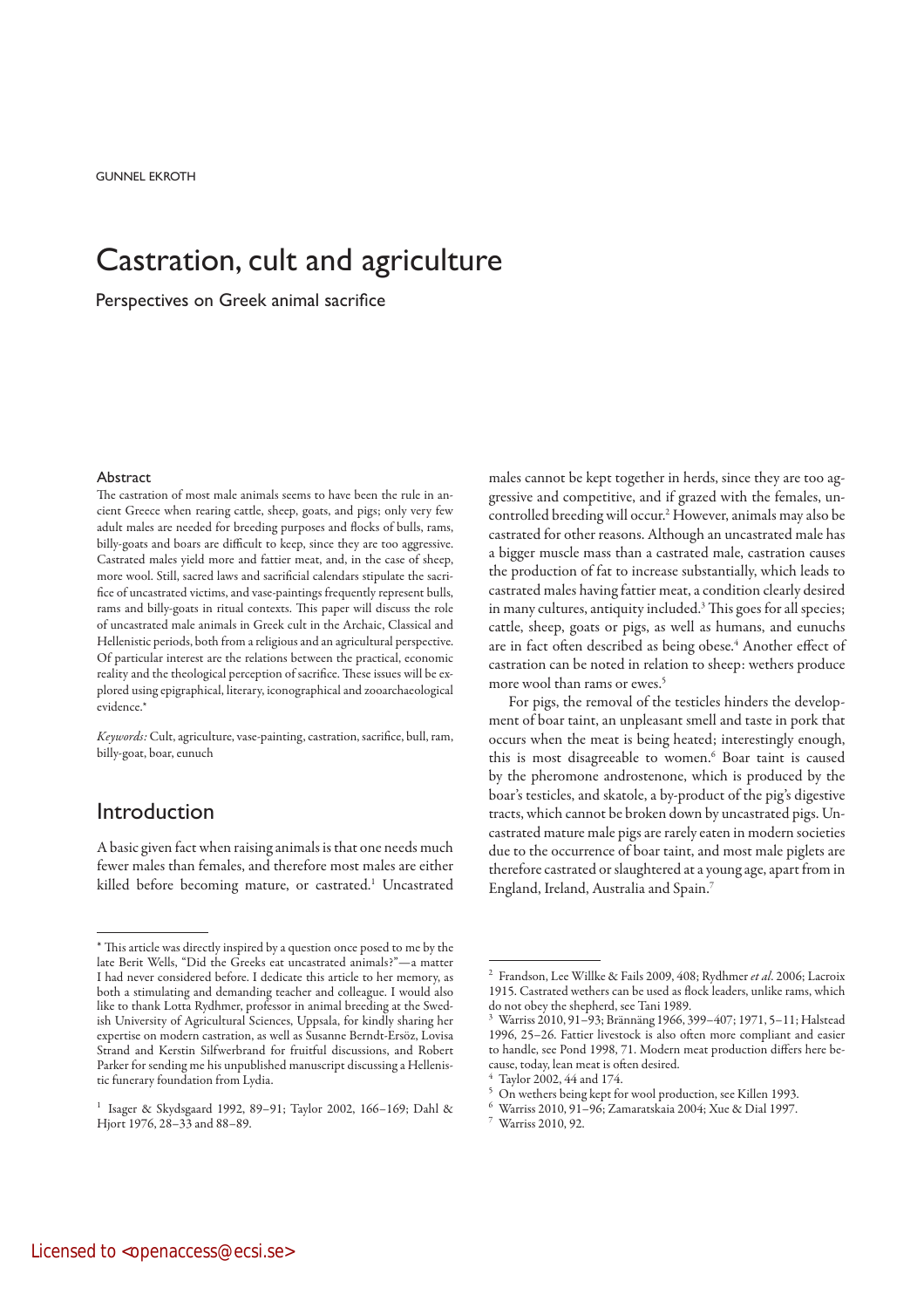GUNNEL EKROTH

# Castration, cult and agriculture

## Perspectives on Greek animal sacrifice

### Abstract

The castration of most male animals seems to have been the rule in ancient Greece when rearing cattle, sheep, goats, and pigs; only very few adult males are needed for breeding purposes and flocks of bulls, rams, billy-goats and boars are difficult to keep, since they are too aggressive. Castrated males yield more and fattier meat, and, in the case of sheep, more wool. Still, sacred laws and sacrificial calendars stipulate the sacrifice of uncastrated victims, and vase-paintings frequently represent bulls, rams and billy-goats in ritual contexts. This paper will discuss the role of uncastrated male animals in Greek cult in the Archaic, Classical and Hellenistic periods, both from a religious and an agricultural perspective. Of particular interest are the relations between the practical, economic reality and the theological perception of sacrifice. These issues will be explored using epigraphical, literary, iconographical and zooarchaeological evidence.*

*Keywords:* Cult, agriculture, vase-painting, castration, sacrifice, bull, ram, billy-goat, boar, eunuch

## Introduction

A basic given fact when raising animals is that one needs much fewer males than females, and therefore most males are either killed before becoming mature, or castrated.[1] Uncastrated males cannot be kept together in herds, since they are too aggressive and competitive, and if grazed with the females, uncontrolled breeding will occur.[2] However, animals may also be castrated for other reasons. Although an uncastrated male has a bigger muscle mass than a castrated male, castration causes the production of fat to increase substantially, which leads to castrated males having fattier meat, a condition clearly desired in many cultures, antiquity included.[3] This goes for all species; cattle, sheep, goats or pigs, as well as humans, and eunuchs are in fact often described as being obese.[4] Another effect of castration can be noted in relation to sheep: wethers produce more wool than rams or ewes.[5]

For pigs, the removal of the testicles hinders the development of boar taint, an unpleasant smell and taste in pork that occurs when the meat is being heated; interestingly enough, this is most disagreeable to women.[6] Boar taint is caused by the pheromone androstenone, which is produced by the boar's testicles, and skatole, a by-product of the pig's digestive tracts, which cannot be broken down by uncastrated pigs. Uncastrated mature male pigs are rarely eaten in modern societies due to the occurrence of boar taint, and most male piglets are therefore castrated or slaughtered at a young age, apart from in England, Ireland, Australia and Spain.[7]

---

\* This article was directly inspired by a question once posed to me by the late Berit Wells, "Did the Greeks eat uncastrated animals?"—a matter I had never considered before. I dedicate this article to her memory, as both a stimulating and demanding teacher and colleague. I would also like to thank Lotta Rydhmer, professor in animal breeding at the Swedish University of Agricultural Sciences, Uppsala, for kindly sharing her expertise on modern castration, as well as Susanne Berndt-Ersöz, Lovisa Strand and Kerstin Silfwerbrand for fruitful discussions, and Robert Parker for sending me his unpublished manuscript discussing a Hellenistic funerary foundation from Lydia.

[1] Isager & Skydsgaard 1992, 89–91; Taylor 2002, 166–169; Dahl & Hjort 1976, 28–33 and 88–89.

[2] Frandson, Lee Willke & Fails 2009, 408; Rydhmer *et al*. 2006; Lacroix 1915. Castrated wethers can be used as flock leaders, unlike rams, which do not obey the shepherd, see Tani 1989.

[3] Warriss 2010, 91–93; Brännäng 1966, 399–407; 1971, 5–11; Halstead 1996, 25–26. Fattier livestock is also often more compliant and easier to handle, see Pond 1998, 71. Modern meat production differs here because, today, lean meat is often desired.

[4] Taylor 2002, 44 and 174.

[5] On wethers being kept for wool production, see Killen 1993.

[6] Warriss 2010, 91–96; Zamaratskaia 2004; Xue & Dial 1997.

[7] Warriss 2010, 92.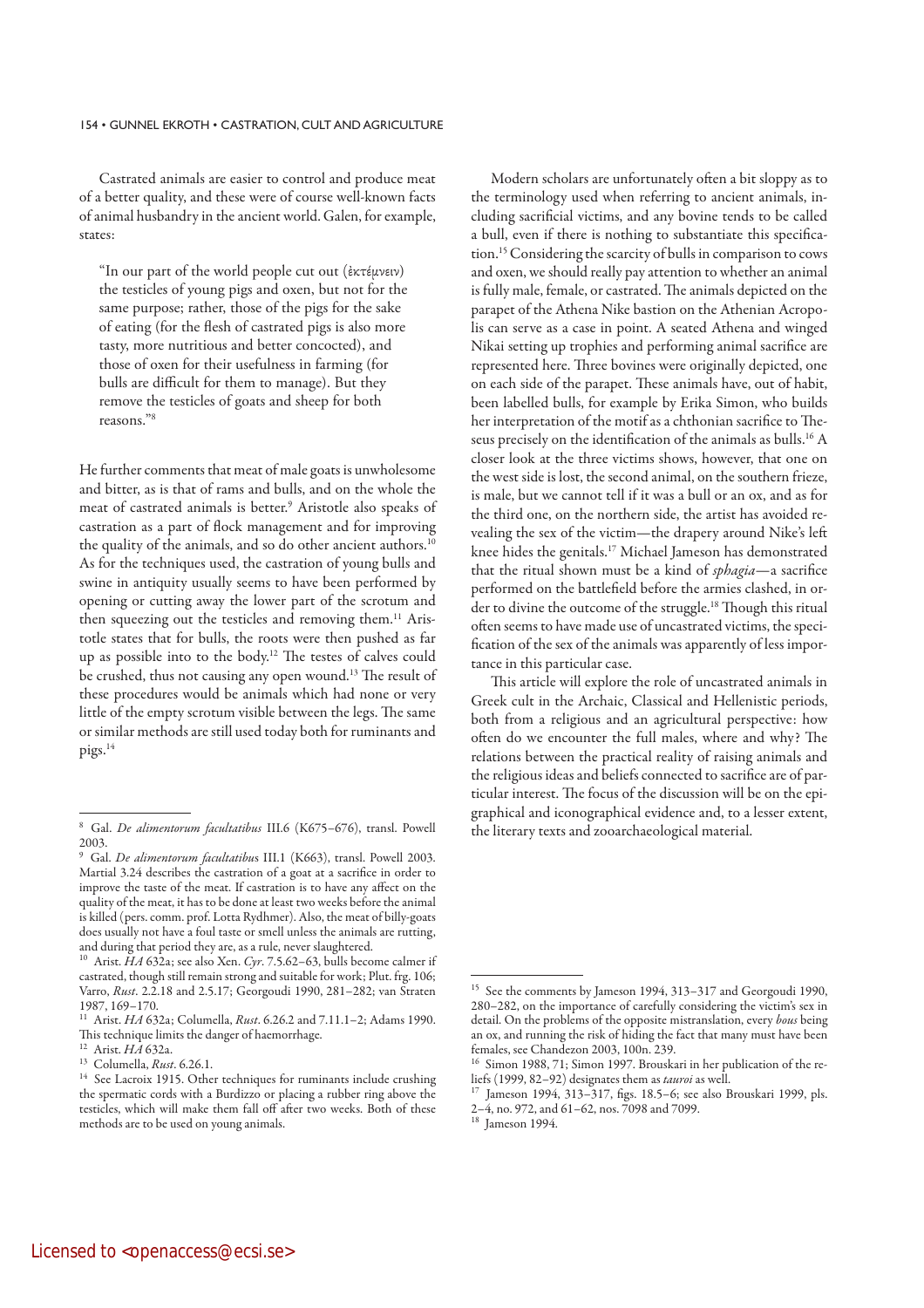Castrated animals are easier to control and produce meat of a better quality, and these were of course well-known facts of animal husbandry in the ancient world. Galen, for example, states:

> "In our part of the world people cut out (ἐκτέμνειν) the testicles of young pigs and oxen, but not for the same purpose; rather, those of the pigs for the sake of eating (for the flesh of castrated pigs is also more tasty, more nutritious and better concocted), and those of oxen for their usefulness in farming (for bulls are difficult for them to manage). But they remove the testicles of goats and sheep for both reasons."[8]

He further comments that meat of male goats is unwholesome and bitter, as is that of rams and bulls, and on the whole the meat of castrated animals is better.[9] Aristotle also speaks of castration as a part of flock management and for improving the quality of the animals, and so do other ancient authors.[10] As for the techniques used, the castration of young bulls and swine in antiquity usually seems to have been performed by opening or cutting away the lower part of the scrotum and then squeezing out the testicles and removing them.[11] Aristotle states that for bulls, the roots were then pushed as far up as possible into to the body.[12] The testes of calves could be crushed, thus not causing any open wound.[13] The result of these procedures would be animals which had none or very little of the empty scrotum visible between the legs. The same or similar methods are still used today both for ruminants and pigs.[14]

Modern scholars are unfortunately often a bit sloppy as to the terminology used when referring to ancient animals, including sacrificial victims, and any bovine tends to be called a bull, even if there is nothing to substantiate this specification.[15] Considering the scarcity of bulls in comparison to cows and oxen, we should really pay attention to whether an animal is fully male, female, or castrated. The animals depicted on the parapet of the Athena Nike bastion on the Athenian Acropolis can serve as a case in point. A seated Athena and winged Nikai setting up trophies and performing animal sacrifice are represented here. Three bovines were originally depicted, one on each side of the parapet. These animals have, out of habit, been labelled bulls, for example by Erika Simon, who builds her interpretation of the motif as a chthonian sacrifice to Theseus precisely on the identification of the animals as bulls.[16] A closer look at the three victims shows, however, that one on the west side is lost, the second animal, on the southern frieze, is male, but we cannot tell if it was a bull or an ox, and as for the third one, on the northern side, the artist has avoided revealing the sex of the victim—the drapery around Nike's left knee hides the genitals.[17] Michael Jameson has demonstrated that the ritual shown must be a kind of *sphagia*—a sacrifice performed on the battlefield before the armies clashed, in order to divine the outcome of the struggle.[18] Though this ritual often seems to have made use of uncastrated victims, the specification of the sex of the animals was apparently of less importance in this particular case.

This article will explore the role of uncastrated animals in Greek cult in the Archaic, Classical and Hellenistic periods, both from a religious and an agricultural perspective: how often do we encounter the full males, where and why? The relations between the practical reality of raising animals and the religious ideas and beliefs connected to sacrifice are of particular interest. The focus of the discussion will be on the epigraphical and iconographical evidence and, to a lesser extent, the literary texts and zooarchaeological material.

---

[8] Gal. *De alimentorum facultatibus* III.6 (K675–676), transl. Powell 2003.

[9] Gal. *De alimentorum facultatibus* III.1 (K663), transl. Powell 2003. Martial 3.24 describes the castration of a goat at a sacrifice in order to improve the taste of the meat. If castration is to have any affect on the quality of the meat, it has to be done at least two weeks before the animal is killed (pers. comm. prof. Lotta Rydhmer). Also, the meat of billy-goats does usually not have a foul taste or smell unless the animals are rutting, and during that period they are, as a rule, never slaughtered.

[10] Arist. *HA* 632a; see also Xen. *Cyr*. 7.5.62–63, bulls become calmer if castrated, though still remain strong and suitable for work; Plut. frg. 106; Varro, *Rust*. 2.2.18 and 2.5.17; Georgoudi 1990, 281–282; van Straten 1987, 169–170.

[11] Arist. *HA* 632a; Columella, *Rust*. 6.26.2 and 7.11.1–2; Adams 1990. This technique limits the danger of haemorrhage.

[12] Arist. *HA* 632a.

[13] Columella, *Rust*. 6.26.1.

[14] See Lacroix 1915. Other techniques for ruminants include crushing the spermatic cords with a Burdizzo or placing a rubber ring above the testicles, which will make them fall off after two weeks. Both of these methods are to be used on young animals.

[15] See the comments by Jameson 1994, 313–317 and Georgoudi 1990, 280–282, on the importance of carefully considering the victim's sex in detail. On the problems of the opposite mistranslation, every *bous* being an ox, and running the risk of hiding the fact that many must have been females, see Chandezon 2003, 100n. 239.

[16] Simon 1988, 71; Simon 1997. Brouskari in her publication of the reliefs (1999, 82–92) designates them as *tauroi* as well.

[17] Jameson 1994, 313–317, figs. 18.5–6; see also Brouskari 1999, pls. 2–4, no. 972, and 61–62, nos. 7098 and 7099.

[18] Jameson 1994.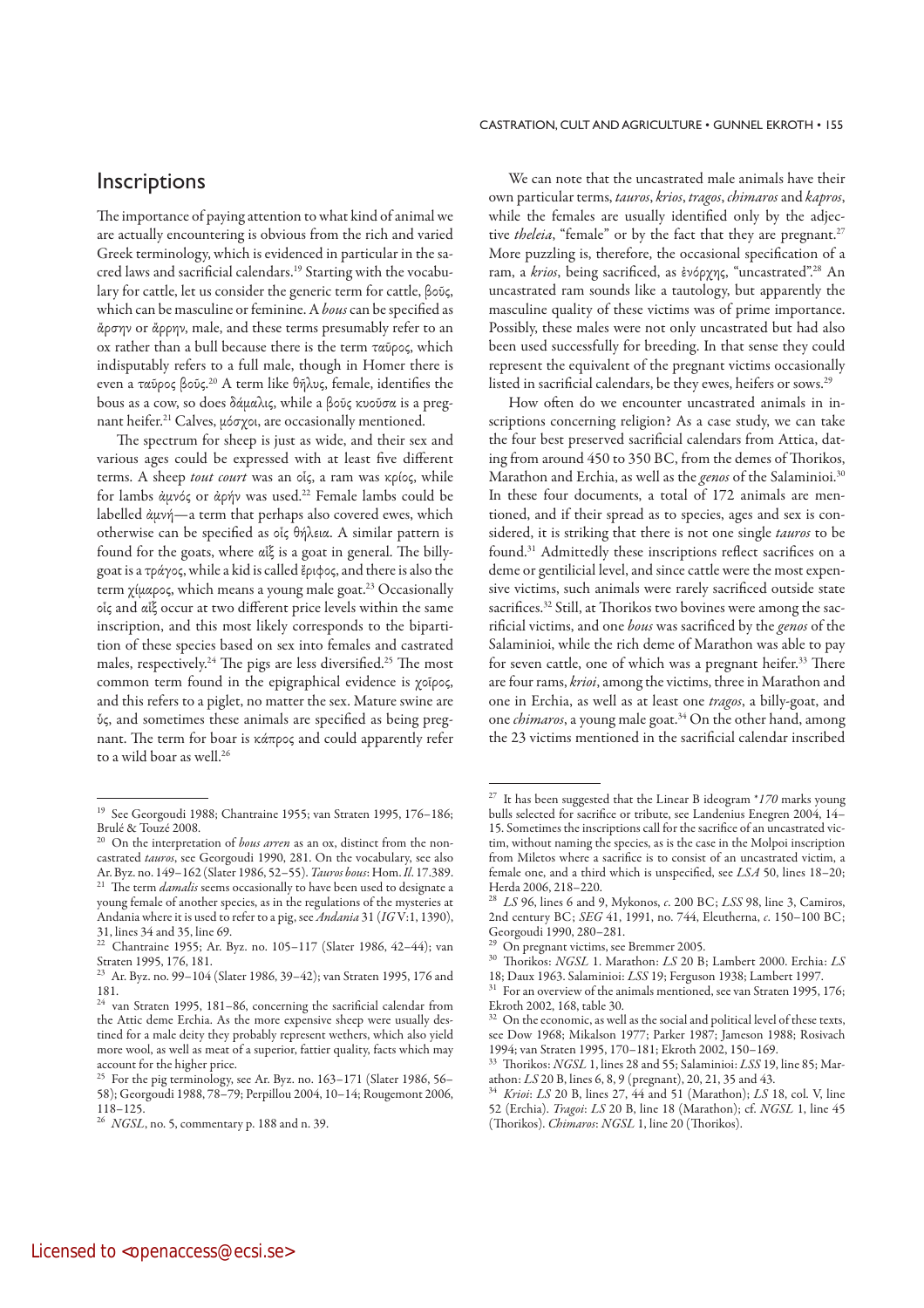## Inscriptions

The importance of paying attention to what kind of animal we are actually encountering is obvious from the rich and varied Greek terminology, which is evidenced in particular in the sacred laws and sacrificial calendars.[19] Starting with the vocabulary for cattle, let us consider the generic term for cattle, βοῦς, which can be masculine or feminine. A *bous* can be specified as ἄρσην or ἄρρην, male, and these terms presumably refer to an ox rather than a bull because there is the term ταῦρος, which indisputably refers to a full male, though in Homer there is even a ταῦρος βοῦς.[20] A term like θῆλυς, female, identifies the bous as a cow, so does δάμαλις, while a βοῦς κυοῦσα is a pregnant heifer.[21] Calves, μόσχοι, are occasionally mentioned.

The spectrum for sheep is just as wide, and their sex and various ages could be expressed with at least five different terms. A sheep *tout court* was an οἶς, a ram was κρίος, while for lambs ἀμνός or ἀρήν was used.[22] Female lambs could be labelled ἀμνή—a term that perhaps also covered ewes, which otherwise can be specified as οἶς θήλεια. A similar pattern is found for the goats, where αἶξ is a goat in general. The billy-goat is a τράγος, while a kid is called ἔριφος, and there is also the term χίμαρος, which means a young male goat.[23] Occasionally οἶς and αἶξ occur at two different price levels within the same inscription, and this most likely corresponds to the bipartition of these species based on sex into females and castrated males, respectively.[24] The pigs are less diversified.[25] The most common term found in the epigraphical evidence is χοῖρος, and this refers to a piglet, no matter the sex. Mature swine are ὗς, and sometimes these animals are specified as being pregnant. The term for boar is κάπρος and could apparently refer to a wild boar as well.[26]

We can note that the uncastrated male animals have their own particular terms, *tauros*, *krios*, *tragos*, *chimaros* and *kapros*, while the females are usually identified only by the adjective *theleia*, "female" or by the fact that they are pregnant.[27] More puzzling is, therefore, the occasional specification of a ram, a *krios*, being sacrificed, as ἐνόρχης, "uncastrated".[28] An uncastrated ram sounds like a tautology, but apparently the masculine quality of these victims was of prime importance. Possibly, these males were not only uncastrated but had also been used successfully for breeding. In that sense they could represent the equivalent of the pregnant victims occasionally listed in sacrificial calendars, be they ewes, heifers or sows.[29]

How often do we encounter uncastrated animals in inscriptions concerning religion? As a case study, we can take the four best preserved sacrificial calendars from Attica, dating from around 450 to 350 BC, from the demes of Thorikos, Marathon and Erchia, as well as the *genos* of the Salaminioi.[30] In these four documents, a total of 172 animals are mentioned, and if their spread as to species, ages and sex is considered, it is striking that there is not one single *tauros* to be found.[31] Admittedly these inscriptions reflect sacrifices on a deme or gentilicial level, and since cattle were the most expensive victims, such animals were rarely sacrificed outside state sacrifices.[32] Still, at Thorikos two bovines were among the sacrificial victims, and one *bous* was sacrificed by the *genos* of the Salaminioi, while the rich deme of Marathon was able to pay for seven cattle, one of which was a pregnant heifer.[33] There are four rams, *krioi*, among the victims, three in Marathon and one in Erchia, as well as at least one *tragos*, a billy-goat, and one *chimaros*, a young male goat.[34] On the other hand, among the 23 victims mentioned in the sacrificial calendar inscribed

---

[19] See Georgoudi 1988; Chantraine 1955; van Straten 1995, 176–186; Brulé & Touzé 2008.

[20] On the interpretation of *bous arren* as an ox, distinct from the non-castrated *tauros*, see Georgoudi 1990, 281. On the vocabulary, see also Ar. Byz. no. 149–162 (Slater 1986, 52–55). *Tauros bous*: Hom. *Il*. 17.389.

[21] The term *damalis* seems occasionally to have been used to designate a young female of another species, as in the regulations of the mysteries at Andania where it is used to refer to a pig, see *Andania* 31 (*IG* V:1, 1390), 31, lines 34 and 35, line 69.

[22] Chantraine 1955; Ar. Byz. no. 105–117 (Slater 1986, 42–44); van Straten 1995, 176, 181.

[23] Ar. Byz. no. 99–104 (Slater 1986, 39–42); van Straten 1995, 176 and 181.

[24] van Straten 1995, 181–86, concerning the sacrificial calendar from the Attic deme Erchia. As the more expensive sheep were usually destined for a male deity they probably represent wethers, which also yield more wool, as well as meat of a superior, fattier quality, facts which may account for the higher price.

[25] For the pig terminology, see Ar. Byz. no. 163–171 (Slater 1986, 56–58); Georgoudi 1988, 78–79; Perpillou 2004, 10–14; Rougemont 2006, 118–125.

[26] *NGSL*, no. 5, commentary p. 188 and n. 39.

[27] It has been suggested that the Linear B ideogram *\*170* marks young bulls selected for sacrifice or tribute, see Landenius Enegren 2004, 14–15. Sometimes the inscriptions call for the sacrifice of an uncastrated victim, without naming the species, as is the case in the Molpoi inscription from Miletos where a sacrifice is to consist of an uncastrated victim, a female one, and a third which is unspecified, see *LSA* 50, lines 18–20; Herda 2006, 218–220.

[28] *LS* 96, lines 6 and 9, Mykonos, *c*. 200 BC; *LSS* 98, line 3, Camiros, 2nd century BC; *SEG* 41, 1991, no. 744, Eleutherna, *c*. 150–100 BC; Georgoudi 1990, 280–281.

[29] On pregnant victims, see Bremmer 2005.

[30] Thorikos: *NGSL* 1. Marathon: *LS* 20 B; Lambert 2000. Erchia: *LS* 18; Daux 1963. Salaminioi: *LSS* 19; Ferguson 1938; Lambert 1997.

[31] For an overview of the animals mentioned, see van Straten 1995, 176; Ekroth 2002, 168, table 30.

[32] On the economic, as well as the social and political level of these texts, see Dow 1968; Mikalson 1977; Parker 1987; Jameson 1988; Rosivach 1994; van Straten 1995, 170–181; Ekroth 2002, 150–169.

[33] Thorikos: *NGSL* 1, lines 28 and 55; Salaminioi: *LSS* 19, line 85; Marathon: *LS* 20 B, lines 6, 8, 9 (pregnant), 20, 21, 35 and 43.

[34] *Krioi*: *LS* 20 B, lines 27, 44 and 51 (Marathon); *LS* 18, col. V, line 52 (Erchia). *Tragoi*: *LS* 20 B, line 18 (Marathon); cf. *NGSL* 1, line 45 (Thorikos). *Chimaros*: *NGSL* 1, line 20 (Thorikos).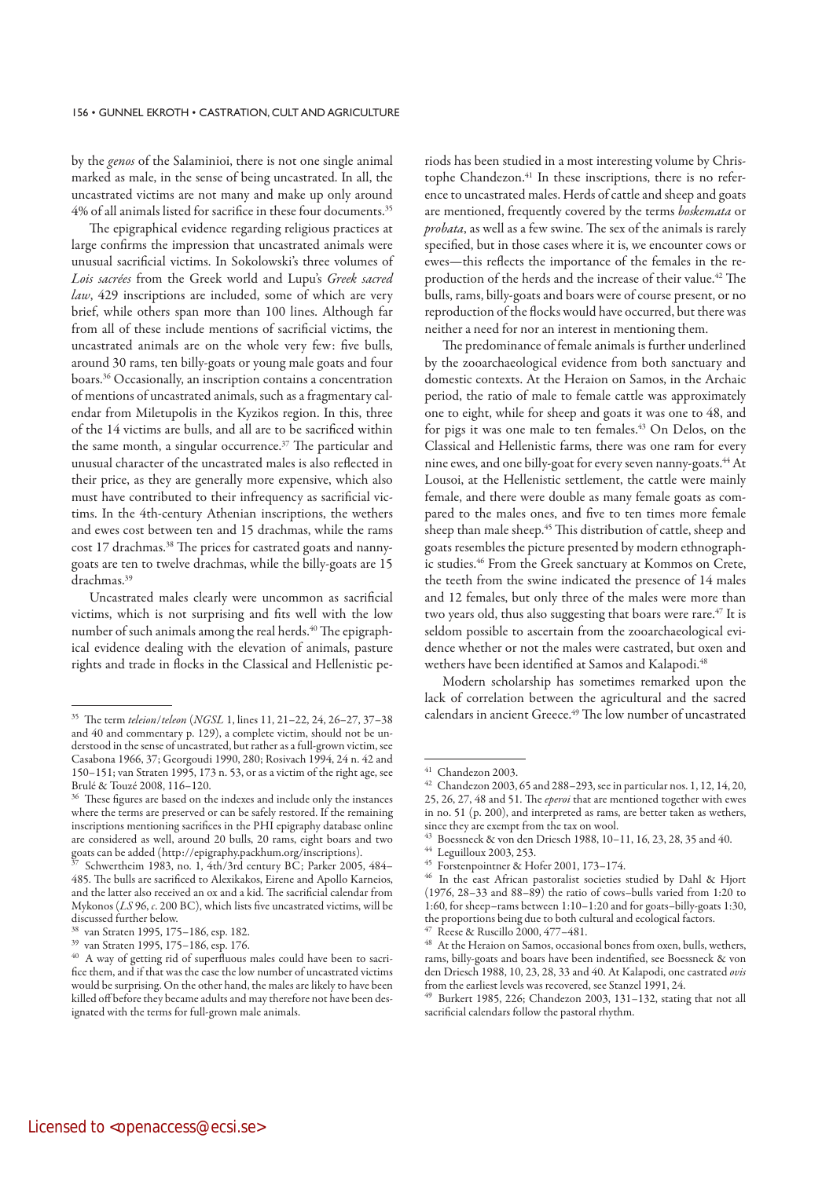by the *genos* of the Salaminioi, there is not one single animal marked as male, in the sense of being uncastrated. In all, the uncastrated victims are not many and make up only around 4% of all animals listed for sacrifice in these four documents.[35]

The epigraphical evidence regarding religious practices at large confirms the impression that uncastrated animals were unusual sacrificial victims. In Sokolowski's three volumes of *Lois sacrées* from the Greek world and Lupu's *Greek sacred law*, 429 inscriptions are included, some of which are very brief, while others span more than 100 lines. Although far from all of these include mentions of sacrificial victims, the uncastrated animals are on the whole very few: five bulls, around 30 rams, ten billy-goats or young male goats and four boars.[36] Occasionally, an inscription contains a concentration of mentions of uncastrated animals, such as a fragmentary calendar from Miletupolis in the Kyzikos region. In this, three of the 14 victims are bulls, and all are to be sacrificed within the same month, a singular occurrence.[37] The particular and unusual character of the uncastrated males is also reflected in their price, as they are generally more expensive, which also must have contributed to their infrequency as sacrificial victims. In the 4th-century Athenian inscriptions, the wethers and ewes cost between ten and 15 drachmas, while the rams cost 17 drachmas.[38] The prices for castrated goats and nanny-goats are ten to twelve drachmas, while the billy-goats are 15 drachmas.[39]

Uncastrated males clearly were uncommon as sacrificial victims, which is not surprising and fits well with the low number of such animals among the real herds.[40] The epigraphical evidence dealing with the elevation of animals, pasture rights and trade in flocks in the Classical and Hellenistic periods has been studied in a most interesting volume by Christophe Chandezon.[41] In these inscriptions, there is no reference to uncastrated males. Herds of cattle and sheep and goats are mentioned, frequently covered by the terms *boskemata* or *probata*, as well as a few swine. The sex of the animals is rarely specified, but in those cases where it is, we encounter cows or ewes—this reflects the importance of the females in the reproduction of the herds and the increase of their value.[42] The bulls, rams, billy-goats and boars were of course present, or no reproduction of the flocks would have occurred, but there was neither a need for nor an interest in mentioning them.

The predominance of female animals is further underlined by the zooarchaeological evidence from both sanctuary and domestic contexts. At the Heraion on Samos, in the Archaic period, the ratio of male to female cattle was approximately one to eight, while for sheep and goats it was one to 48, and for pigs it was one male to ten females.[43] On Delos, on the Classical and Hellenistic farms, there was one ram for every nine ewes, and one billy-goat for every seven nanny-goats.[44] At Lousoi, at the Hellenistic settlement, the cattle were mainly female, and there were double as many female goats as compared to the males ones, and five to ten times more female sheep than male sheep.[45] This distribution of cattle, sheep and goats resembles the picture presented by modern ethnographic studies.[46] From the Greek sanctuary at Kommos on Crete, the teeth from the swine indicated the presence of 14 males and 12 females, but only three of the males were more than two years old, thus also suggesting that boars were rare.[47] It is seldom possible to ascertain from the zooarchaeological evidence whether or not the males were castrated, but oxen and wethers have been identified at Samos and Kalapodi.[48]

Modern scholarship has sometimes remarked upon the lack of correlation between the agricultural and the sacred calendars in ancient Greece.[49] The low number of uncastrated

---

[35] The term *teleion*/*teleon* (*NGSL* 1, lines 11, 21–22, 24, 26–27, 37–38 and 40 and commentary p. 129), a complete victim, should not be understood in the sense of uncastrated, but rather as a full-grown victim, see Casabona 1966, 37; Georgoudi 1990, 280; Rosivach 1994, 24 n. 42 and 150–151; van Straten 1995, 173 n. 53, or as a victim of the right age, see Brulé & Touzé 2008, 116–120.

[36] These figures are based on the indexes and include only the instances where the terms are preserved or can be safely restored. If the remaining inscriptions mentioning sacrifices in the PHI epigraphy database online are considered as well, around 20 bulls, 20 rams, eight boars and two goats can be added (http://epigraphy.packhum.org/inscriptions).

[37] Schwertheim 1983, no. 1, 4th/3rd century BC; Parker 2005, 484–485. The bulls are sacrificed to Alexikakos, Eirene and Apollo Karneios, and the latter also received an ox and a kid. The sacrificial calendar from Mykonos (*LS* 96, *c*. 200 BC), which lists five uncastrated victims, will be discussed further below.

[38] van Straten 1995, 175–186, esp. 182.

[39] van Straten 1995, 175–186, esp. 176.

[40] A way of getting rid of superfluous males could have been to sacrifice them, and if that was the case the low number of uncastrated victims would be surprising. On the other hand, the males are likely to have been killed off before they became adults and may therefore not have been designated with the terms for full-grown male animals.

[41] Chandezon 2003.

[42] Chandezon 2003, 65 and 288–293, see in particular nos. 1, 12, 14, 20, 25, 26, 27, 48 and 51. The *eperoi* that are mentioned together with ewes in no. 51 (p. 200), and interpreted as rams, are better taken as wethers, since they are exempt from the tax on wool.

[43] Boessneck & von den Driesch 1988, 10–11, 16, 23, 28, 35 and 40.

[44] Leguilloux 2003, 253.

[45] Forstenpointner & Hofer 2001, 173–174.

[46] In the east African pastoralist societies studied by Dahl & Hjort (1976, 28–33 and 88–89) the ratio of cows–bulls varied from 1:20 to 1:60, for sheep–rams between 1:10–1:20 and for goats–billy-goats 1:30, the proportions being due to both cultural and ecological factors.

[47] Reese & Ruscillo 2000, 477–481.

[48] At the Heraion on Samos, occasional bones from oxen, bulls, wethers, rams, billy-goats and boars have been indentified, see Boessneck & von den Driesch 1988, 10, 23, 28, 33 and 40. At Kalapodi, one castrated *ovis* from the earliest levels was recovered, see Stanzel 1991, 24.

[49] Burkert 1985, 226; Chandezon 2003, 131–132, stating that not all sacrificial calendars follow the pastoral rhythm.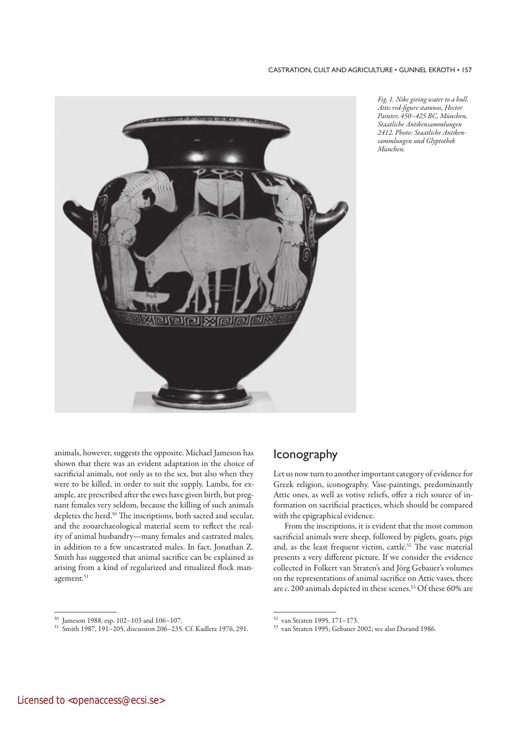*Fig. 1. Nike giving water to a bull. Attic red-figure stamnos, Hector Painter, 450–425 BC, München, Staatliche Antikensammlungen 2412. Photo: Staatliche Antikensammlungen und Glyptothek München.*

animals, however, suggests the opposite. Michael Jameson has shown that there was an evident adaptation in the choice of sacrificial animals, not only as to the sex, but also when they were to be killed, in order to suit the supply. Lambs, for example, are prescribed after the ewes have given birth, but pregnant females very seldom, because the killing of such animals depletes the herd.[50] The inscriptions, both sacred and secular, and the zooarchaeological material seem to reflect the reality of animal husbandry—many females and castrated males, in addition to a few uncastrated males. In fact, Jonathan Z. Smith has suggested that animal sacrifice can be explained as arising from a kind of regularized and ritualized flock management.[51]

## Iconography

Let us now turn to another important category of evidence for Greek religion, iconography. Vase-paintings, predominantly Attic ones, as well as votive reliefs, offer a rich source of information on sacrificial practices, which should be compared with the epigraphical evidence.

From the inscriptions, it is evident that the most common sacrificial animals were sheep, followed by piglets, goats, pigs and, as the least frequent victim, cattle.[52] The vase material presents a very different picture. If we consider the evidence collected in Folkert van Straten's and Jörg Gebauer's volumes on the representations of animal sacrifice on Attic vases, there are *c.* 200 animals depicted in these scenes.[53] Of these 60% are

---

[50] Jameson 1988, esp. 102–103 and 106–107.

[51] Smith 1987, 191–205, discussion 206–235. Cf. Kadletz 1976, 291.

[52] van Straten 1995, 171–173.

[53] van Straten 1995; Gebauer 2002; see also Durand 1986.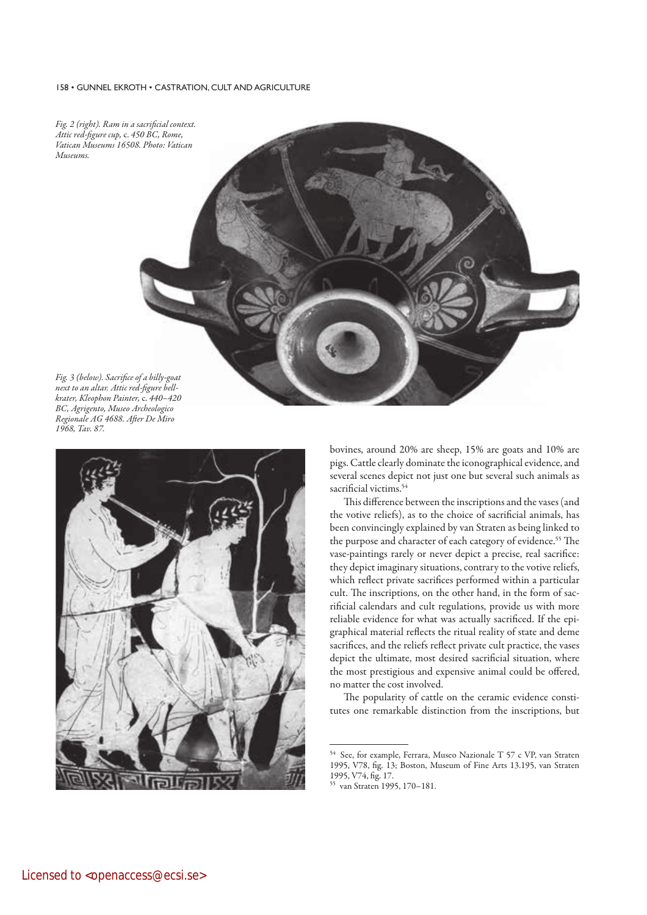*Fig. 2 (right). Ram in a sacrificial context. Attic red-figure cup, c. 450 BC, Rome, Vatican Museums 16508. Photo: Vatican Museums.*

*Fig. 3 (below). Sacrifice of a billy-goat next to an altar. Attic red-figure bell-krater, Kleophon Painter, c. 440–420 BC, Agrigento, Museo Archeologico Regionale AG 4688. After De Miro 1968, Tav. 87.*

bovines, around 20% are sheep, 15% are goats and 10% are pigs. Cattle clearly dominate the iconographical evidence, and several scenes depict not just one but several such animals as sacrificial victims.[54]

This difference between the inscriptions and the vases (and the votive reliefs), as to the choice of sacrificial animals, has been convincingly explained by van Straten as being linked to the purpose and character of each category of evidence.[55] The vase-paintings rarely or never depict a precise, real sacrifice: they depict imaginary situations, contrary to the votive reliefs, which reflect private sacrifices performed within a particular cult. The inscriptions, on the other hand, in the form of sacrificial calendars and cult regulations, provide us with more reliable evidence for what was actually sacrificed. If the epigraphical material reflects the ritual reality of state and deme sacrifices, and the reliefs reflect private cult practice, the vases depict the ultimate, most desired sacrificial situation, where the most prestigious and expensive animal could be offered, no matter the cost involved.

The popularity of cattle on the ceramic evidence constitutes one remarkable distinction from the inscriptions, but

---

[54] See, for example, Ferrara, Museo Nazionale T 57 c VP, van Straten 1995, V78, fig. 13; Boston, Museum of Fine Arts 13.195, van Straten 1995, V74, fig. 17.

[55] van Straten 1995, 170–181.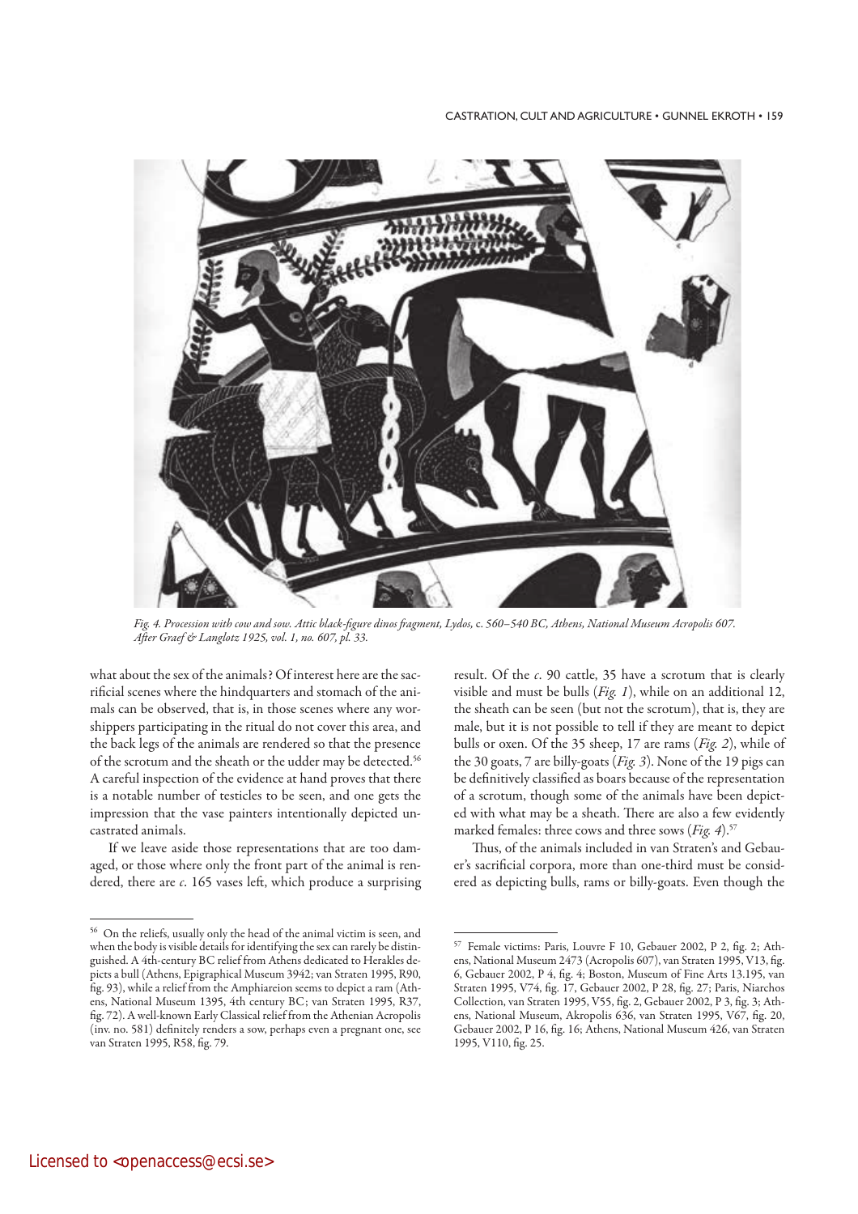*Fig. 4. Procession with cow and sow. Attic black-figure dinos fragment, Lydos,* c. *560–540 BC, Athens, National Museum Acropolis 607. After Graef & Langlotz 1925, vol. 1, no. 607, pl. 33.*

what about the sex of the animals? Of interest here are the sacrificial scenes where the hindquarters and stomach of the animals can be observed, that is, in those scenes where any worshippers participating in the ritual do not cover this area, and the back legs of the animals are rendered so that the presence of the scrotum and the sheath or the udder may be detected.[56] A careful inspection of the evidence at hand proves that there is a notable number of testicles to be seen, and one gets the impression that the vase painters intentionally depicted uncastrated animals.

If we leave aside those representations that are too damaged, or those where only the front part of the animal is rendered, there are *c*. 165 vases left, which produce a surprising result. Of the *c*. 90 cattle, 35 have a scrotum that is clearly visible and must be bulls (*Fig. 1*), while on an additional 12, the sheath can be seen (but not the scrotum), that is, they are male, but it is not possible to tell if they are meant to depict bulls or oxen. Of the 35 sheep, 17 are rams (*Fig. 2*), while of the 30 goats, 7 are billy-goats (*Fig. 3*). None of the 19 pigs can be definitively classified as boars because of the representation of a scrotum, though some of the animals have been depicted with what may be a sheath. There are also a few evidently marked females: three cows and three sows (*Fig. 4*).[57]

Thus, of the animals included in van Straten's and Gebauer's sacrificial corpora, more than one-third must be considered as depicting bulls, rams or billy-goats. Even though the

---

[56] On the reliefs, usually only the head of the animal victim is seen, and when the body is visible details for identifying the sex can rarely be distinguished. A 4th-century BC relief from Athens dedicated to Herakles depicts a bull (Athens, Epigraphical Museum 3942; van Straten 1995, R90, fig. 93), while a relief from the Amphiareion seems to depict a ram (Athens, National Museum 1395, 4th century BC; van Straten 1995, R37, fig. 72). A well-known Early Classical relief from the Athenian Acropolis (inv. no. 581) definitely renders a sow, perhaps even a pregnant one, see van Straten 1995, R58, fig. 79.

[57] Female victims: Paris, Louvre F 10, Gebauer 2002, P 2, fig. 2; Athens, National Museum 2473 (Acropolis 607), van Straten 1995, V13, fig. 6, Gebauer 2002, P 4, fig. 4; Boston, Museum of Fine Arts 13.195, van Straten 1995, V74, fig. 17, Gebauer 2002, P 28, fig. 27; Paris, Niarchos Collection, van Straten 1995, V55, fig. 2, Gebauer 2002, P 3, fig. 3; Athens, National Museum, Akropolis 636, van Straten 1995, V67, fig. 20, Gebauer 2002, P 16, fig. 16; Athens, National Museum 426, van Straten 1995, V110, fig. 25.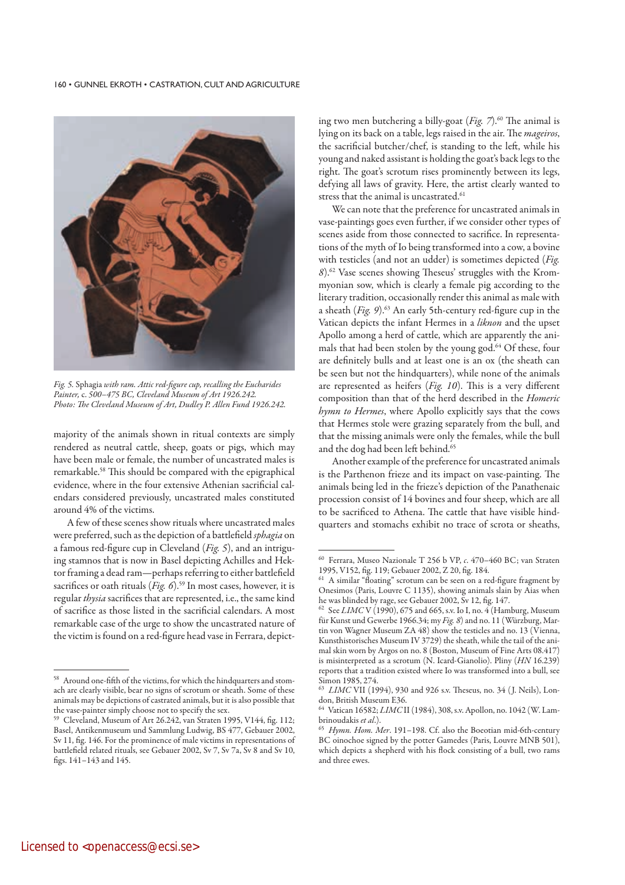*Fig. 5.* Sphagia *with ram. Attic red-figure cup, recalling the Eucharides Painter, c. 500–475 BC, Cleveland Museum of Art 1926.242. Photo: The Cleveland Museum of Art, Dudley P. Allen Fund 1926.242.*

majority of the animals shown in ritual contexts are simply rendered as neutral cattle, sheep, goats or pigs, which may have been male or female, the number of uncastrated males is remarkable.[58] This should be compared with the epigraphical evidence, where in the four extensive Athenian sacrificial calendars considered previously, uncastrated males constituted around 4% of the victims.

A few of these scenes show rituals where uncastrated males were preferred, such as the depiction of a battlefield *sphagia* on a famous red-figure cup in Cleveland (*Fig. 5*), and an intriguing stamnos that is now in Basel depicting Achilles and Hektor framing a dead ram—perhaps referring to either battlefield sacrifices or oath rituals (*Fig. 6*).[59] In most cases, however, it is regular *thysia* sacrifices that are represented, i.e., the same kind of sacrifice as those listed in the sacrificial calendars. A most remarkable case of the urge to show the uncastrated nature of the victim is found on a red-figure head vase in Ferrara, depicting two men butchering a billy-goat (*Fig. 7*).[60] The animal is lying on its back on a table, legs raised in the air. The *mageiros*, the sacrificial butcher/chef, is standing to the left, while his young and naked assistant is holding the goat's back legs to the right. The goat's scrotum rises prominently between its legs, defying all laws of gravity. Here, the artist clearly wanted to stress that the animal is uncastrated.[61]

We can note that the preference for uncastrated animals in vase-paintings goes even further, if we consider other types of scenes aside from those connected to sacrifice. In representations of the myth of Io being transformed into a cow, a bovine with testicles (and not an udder) is sometimes depicted (*Fig. 8*).[62] Vase scenes showing Theseus' struggles with the Krommyonian sow, which is clearly a female pig according to the literary tradition, occasionally render this animal as male with a sheath (*Fig. 9*).[63] An early 5th-century red-figure cup in the Vatican depicts the infant Hermes in a *liknon* and the upset Apollo among a herd of cattle, which are apparently the animals that had been stolen by the young god.[64] Of these, four are definitely bulls and at least one is an ox (the sheath can be seen but not the hindquarters), while none of the animals are represented as heifers (*Fig. 10*). This is a very different composition than that of the herd described in the *Homeric hymn to Hermes*, where Apollo explicitly says that the cows that Hermes stole were grazing separately from the bull, and that the missing animals were only the females, while the bull and the dog had been left behind.[65]

Another example of the preference for uncastrated animals is the Parthenon frieze and its impact on vase-painting. The animals being led in the frieze's depiction of the Panathenaic procession consist of 14 bovines and four sheep, which are all to be sacrificed to Athena. The cattle that have visible hindquarters and stomachs exhibit no trace of scrota or sheaths,

---

[58] Around one-fifth of the victims, for which the hindquarters and stomach are clearly visible, bear no signs of scrotum or sheath. Some of these animals may be depictions of castrated animals, but it is also possible that the vase-painter simply choose not to specify the sex.

[59] Cleveland, Museum of Art 26.242, van Straten 1995, V144, fig. 112; Basel, Antikenmuseum und Sammlung Ludwig, BS 477, Gebauer 2002, Sv 11, fig. 146. For the prominence of male victims in representations of battlefield related rituals, see Gebauer 2002, Sv 7, Sv 7a, Sv 8 and Sv 10, figs. 141–143 and 145.

[60] Ferrara, Museo Nazionale T 256 b VP, *c.* 470–460 BC; van Straten 1995, V152, fig. 119; Gebauer 2002, Z 20, fig. 184.

[61] A similar "floating" scrotum can be seen on a red-figure fragment by Onesimos (Paris, Louvre C 1135), showing animals slain by Aias when he was blinded by rage, see Gebauer 2002, Sv 12, fig. 147.

[62] See *LIMC* V (1990), 675 and 665, s.v. Io I, no. 4 (Hamburg, Museum für Kunst und Gewerbe 1966.34; my *Fig. 8*) and no. 11 (Würzburg, Martin von Wagner Museum ZA 48) show the testicles and no. 13 (Vienna, Kunsthistorisches Museum IV 3729) the sheath, while the tail of the animal skin worn by Argos on no. 8 (Boston, Museum of Fine Arts 08.417) is misinterpreted as a scrotum (N. Icard-Gianolio). Pliny (*HN* 16.239) reports that a tradition existed where Io was transformed into a bull, see Simon 1985, 274.

[63] *LIMC* VII (1994), 930 and 926 s.v. Theseus, no. 34 (J. Neils), London, British Museum E36.

[64] Vatican 16582; *LIMC* II (1984), 308, s.v. Apollon, no. 1042 (W. Lambrinoudakis *et al.*).

[65] *Hymn. Hom. Mer*. 191–198. Cf. also the Boeotian mid-6th-century BC oinochoe signed by the potter Gamedes (Paris, Louvre MNB 501), which depicts a shepherd with his flock consisting of a bull, two rams and three ewes.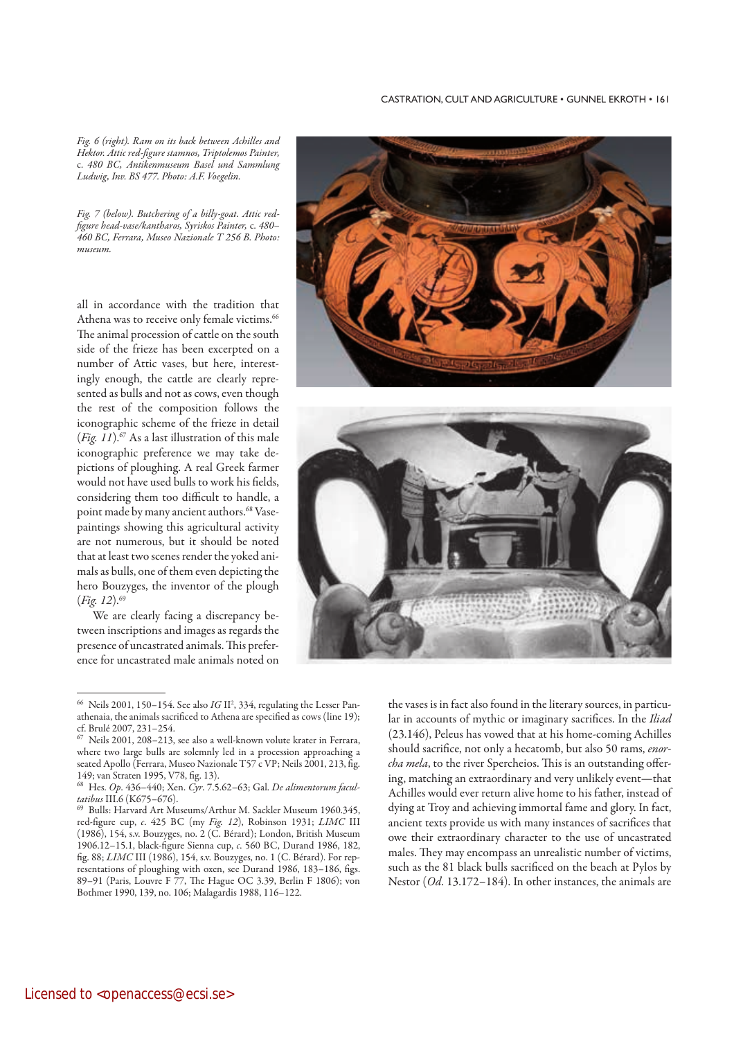*Fig. 6 (right). Ram on its back between Achilles and Hektor. Attic red-figure stamnos, Triptolemos Painter, c. 480 BC, Antikenmuseum Basel und Sammlung Ludwig, Inv. BS 477. Photo: A.F. Voegelin.*

*Fig. 7 (below). Butchering of a billy-goat. Attic red-figure head-vase/kantharos, Syriskos Painter, c. 480–460 BC, Ferrara, Museo Nazionale T 256 B. Photo: museum.*

all in accordance with the tradition that Athena was to receive only female victims.[66] The animal procession of cattle on the south side of the frieze has been excerpted on a number of Attic vases, but here, interestingly enough, the cattle are clearly represented as bulls and not as cows, even though the rest of the composition follows the iconographic scheme of the frieze in detail (*Fig. 11*).[67] As a last illustration of this male iconographic preference we may take depictions of ploughing. A real Greek farmer would not have used bulls to work his fields, considering them too difficult to handle, a point made by many ancient authors.[68] Vase-paintings showing this agricultural activity are not numerous, but it should be noted that at least two scenes render the yoked animals as bulls, one of them even depicting the hero Bouzyges, the inventor of the plough (*Fig. 12*).[69]

We are clearly facing a discrepancy between inscriptions and images as regards the presence of uncastrated animals. This preference for uncastrated male animals noted on the vases is in fact also found in the literary sources, in particular in accounts of mythic or imaginary sacrifices. In the *Iliad* (23.146), Peleus has vowed that at his home-coming Achilles should sacrifice, not only a hecatomb, but also 50 rams, *enorcha mela*, to the river Spercheios. This is an outstanding offering, matching an extraordinary and very unlikely event—that Achilles would ever return alive home to his father, instead of dying at Troy and achieving immortal fame and glory. In fact, ancient texts provide us with many instances of sacrifices that owe their extraordinary character to the use of uncastrated males. They may encompass an unrealistic number of victims, such as the 81 black bulls sacrificed on the beach at Pylos by Nestor (*Od*. 13.172–184). In other instances, the animals are

[66] Neils 2001, 150–154. See also *IG* II², 334, regulating the Lesser Panathenaia, the animals sacrificed to Athena are specified as cows (line 19); cf. Brulé 2007, 231–254.

[67] Neils 2001, 208–213, see also a well-known volute krater in Ferrara, where two large bulls are solemnly led in a procession approaching a seated Apollo (Ferrara, Museo Nazionale T57 c VP; Neils 2001, 213, fig. 149; van Straten 1995, V78, fig. 13).

[68] Hes. *Op*. 436–440; Xen. *Cyr*. 7.5.62–63; Gal. *De alimentorum facultatibus* III.6 (K675–676).

[69] Bulls: Harvard Art Museums/Arthur M. Sackler Museum 1960.345, red-figure cup, *c*. 425 BC (my *Fig. 12*), Robinson 1931; *LIMC* III (1986), 154, s.v. Bouzyges, no. 2 (C. Bérard); London, British Museum 1906.12–15.1, black-figure Sienna cup, *c*. 560 BC, Durand 1986, 182, fig. 88; *LIMC* III (1986), 154, s.v. Bouzyges, no. 1 (C. Bérard). For representations of ploughing with oxen, see Durand 1986, 183–186, figs. 89–91 (Paris, Louvre F 77, The Hague OC 3.39, Berlin F 1806); von Bothmer 1990, 139, no. 106; Malagardis 1988, 116–122.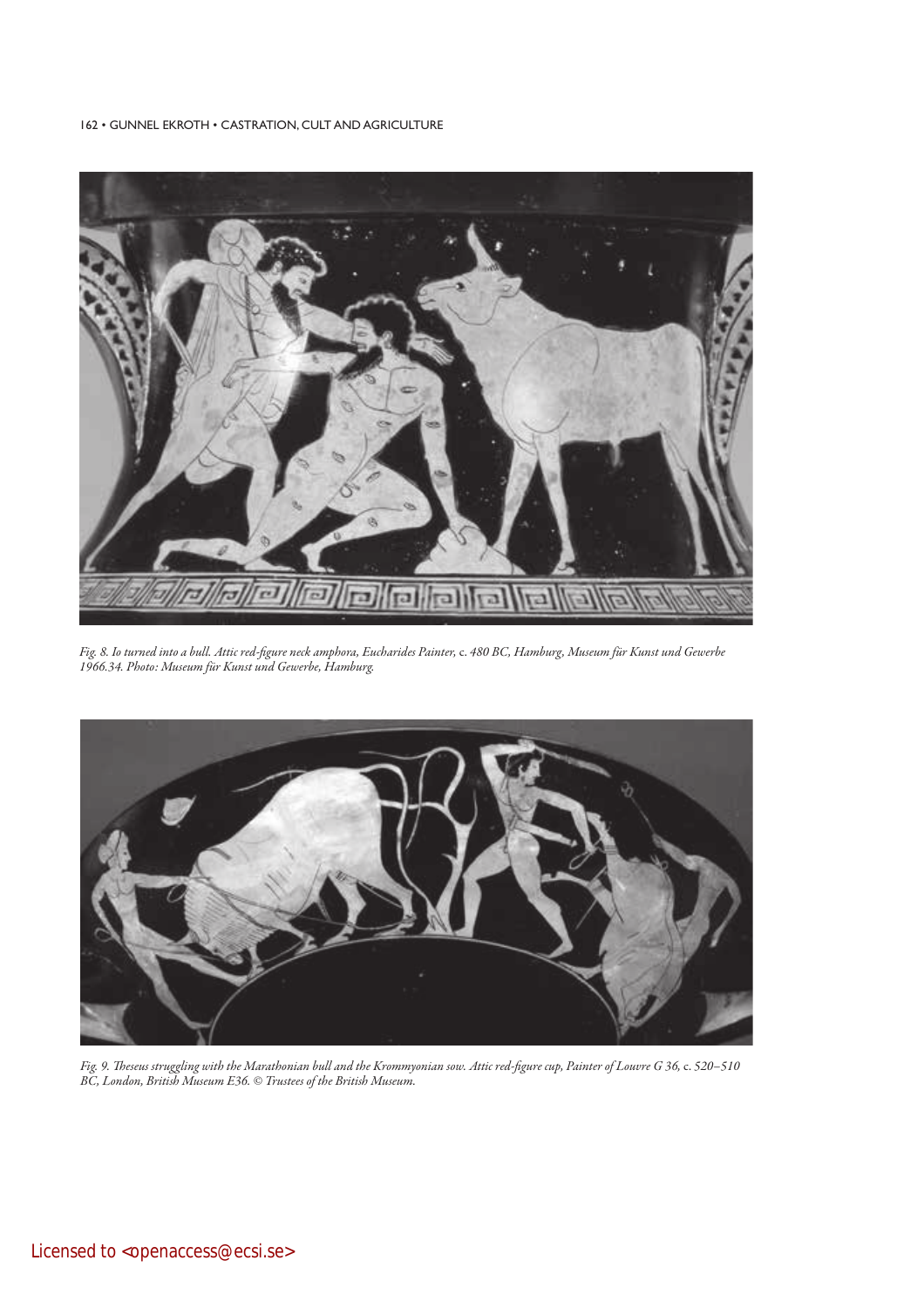*Fig. 8. Io turned into a bull. Attic red-figure neck amphora, Eucharides Painter,* c. *480 BC, Hamburg, Museum für Kunst und Gewerbe 1966.34. Photo: Museum für Kunst und Gewerbe, Hamburg.*

*Fig. 9. Theseus struggling with the Marathonian bull and the Krommyonian sow. Attic red-figure cup, Painter of Louvre G 36,* c. *520–510 BC, London, British Museum E36. © Trustees of the British Museum.*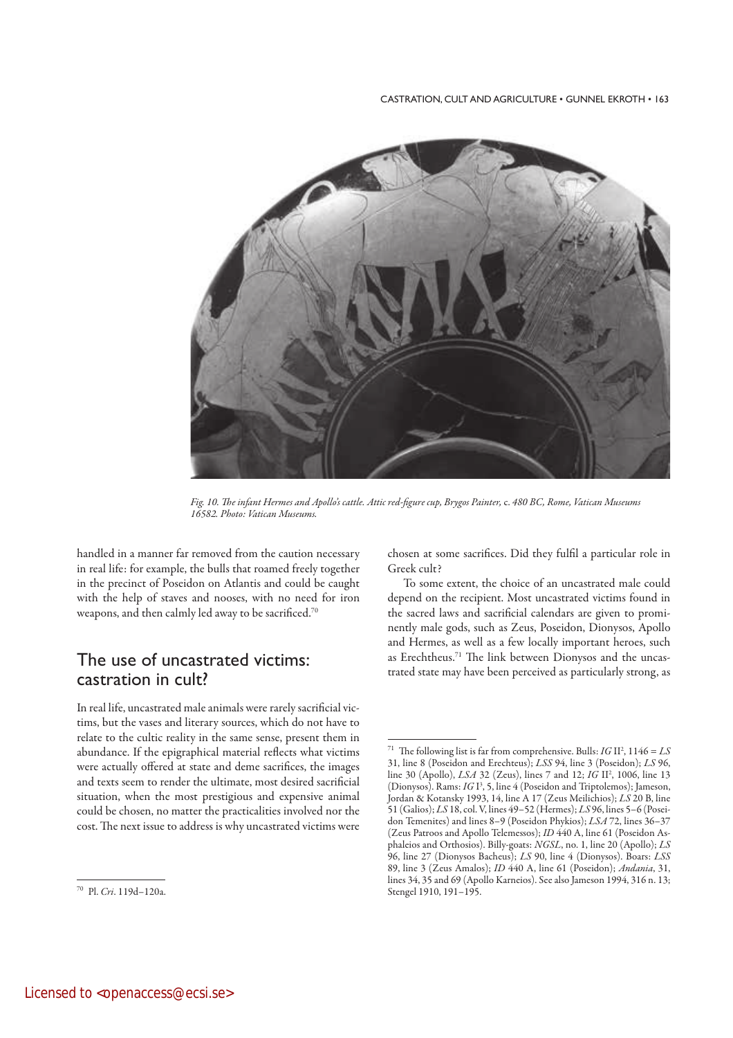*Fig. 10. The infant Hermes and Apollo's cattle. Attic red-figure cup, Brygos Painter,* c. *480 BC, Rome, Vatican Museums 16582. Photo: Vatican Museums.*

handled in a manner far removed from the caution necessary in real life: for example, the bulls that roamed freely together in the precinct of Poseidon on Atlantis and could be caught with the help of staves and nooses, with no need for iron weapons, and then calmly led away to be sacrificed.[70]

## The use of uncastrated victims: castration in cult?

In real life, uncastrated male animals were rarely sacrificial victims, but the vases and literary sources, which do not have to relate to the cultic reality in the same sense, present them in abundance. If the epigraphical material reflects what victims were actually offered at state and deme sacrifices, the images and texts seem to render the ultimate, most desired sacrificial situation, when the most prestigious and expensive animal could be chosen, no matter the practicalities involved nor the cost. The next issue to address is why uncastrated victims were chosen at some sacrifices. Did they fulfil a particular role in Greek cult?

To some extent, the choice of an uncastrated male could depend on the recipient. Most uncastrated victims found in the sacred laws and sacrificial calendars are given to prominently male gods, such as Zeus, Poseidon, Dionysos, Apollo and Hermes, as well as a few locally important heroes, such as Erechtheus.[71] The link between Dionysos and the uncastrated state may have been perceived as particularly strong, as

[70] Pl. *Cri*. 119d–120a.

[71] The following list is far from comprehensive. Bulls: *IG* II$^2$, 1146 = *LS* 31, line 8 (Poseidon and Erechteus); *LSS* 94, line 3 (Poseidon); *LS* 96, line 30 (Apollo), *LSA* 32 (Zeus), lines 7 and 12; *IG* II$^2$, 1006, line 13 (Dionysos). Rams: *IG* I$^3$, 5, line 4 (Poseidon and Triptolemos); Jameson, Jordan & Kotansky 1993, 14, line A 17 (Zeus Meilichios); *LS* 20 B, line 51 (Galios); *LS* 18, col. V, lines 49–52 (Hermes); *LS* 96, lines 5–6 (Poseidon Temenites) and lines 8–9 (Poseidon Phykios); *LSA* 72, lines 36–37 (Zeus Patroos and Apollo Telemessos); *ID* 440 A, line 61 (Poseidon Asphaleios and Orthosios). Billy-goats: *NGSL*, no. 1, line 20 (Apollo); *LS* 96, line 27 (Dionysos Bacheus); *LS* 90, line 4 (Dionysos). Boars: *LSS* 89, line 3 (Zeus Amalos); *ID* 440 A, line 61 (Poseidon); *Andania*, 31, lines 34, 35 and 69 (Apollo Karneios). See also Jameson 1994, 316 n. 13; Stengel 1910, 191–195.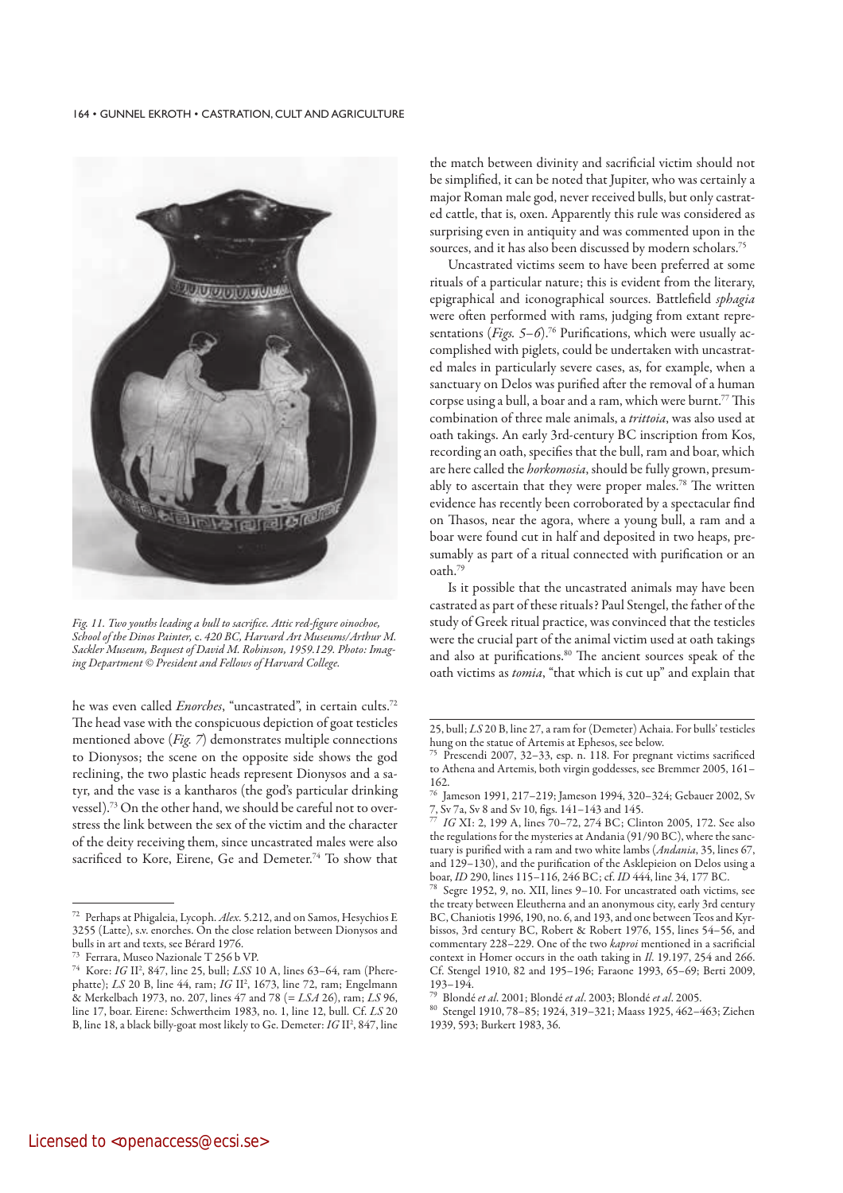*Fig. 11. Two youths leading a bull to sacrifice. Attic red-figure oinochoe, School of the Dinos Painter,* c. *420 BC, Harvard Art Museums/Arthur M. Sackler Museum, Bequest of David M. Robinson, 1959.129. Photo: Imaging Department © President and Fellows of Harvard College.*

he was even called *Enorches*, "uncastrated", in certain cults.[72] The head vase with the conspicuous depiction of goat testicles mentioned above (*Fig. 7*) demonstrates multiple connections to Dionysos; the scene on the opposite side shows the god reclining, the two plastic heads represent Dionysos and a satyr, and the vase is a kantharos (the god's particular drinking vessel).[73] On the other hand, we should be careful not to overstress the link between the sex of the victim and the character of the deity receiving them, since uncastrated males were also sacrificed to Kore, Eirene, Ge and Demeter.[74] To show that the match between divinity and sacrificial victim should not be simplified, it can be noted that Jupiter, who was certainly a major Roman male god, never received bulls, but only castrated cattle, that is, oxen. Apparently this rule was considered as surprising even in antiquity and was commented upon in the sources, and it has also been discussed by modern scholars.[75]

Uncastrated victims seem to have been preferred at some rituals of a particular nature; this is evident from the literary, epigraphical and iconographical sources. Battlefield *sphagia* were often performed with rams, judging from extant representations (*Figs. 5–6*).[76] Purifications, which were usually accomplished with piglets, could be undertaken with uncastrated males in particularly severe cases, as, for example, when a sanctuary on Delos was purified after the removal of a human corpse using a bull, a boar and a ram, which were burnt.[77] This combination of three male animals, a *trittoia*, was also used at oath takings. An early 3rd-century BC inscription from Kos, recording an oath, specifies that the bull, ram and boar, which are here called the *horkomosia*, should be fully grown, presumably to ascertain that they were proper males.[78] The written evidence has recently been corroborated by a spectacular find on Thasos, near the agora, where a young bull, a ram and a boar were found cut in half and deposited in two heaps, presumably as part of a ritual connected with purification or an oath.[79]

Is it possible that the uncastrated animals may have been castrated as part of these rituals? Paul Stengel, the father of the study of Greek ritual practice, was convinced that the testicles were the crucial part of the animal victim used at oath takings and also at purifications.[80] The ancient sources speak of the oath victims as *tomia*, "that which is cut up" and explain that

---

[72] Perhaps at Phigaleia, Lycoph. *Alex.* 5.212, and on Samos, Hesychios E 3255 (Latte), s.v. enorches. On the close relation between Dionysos and bulls in art and texts, see Bérard 1976.

[73] Ferrara, Museo Nazionale T 256 b VP.

[74] Kore: *IG* II², 847, line 25, bull; *LSS* 10 A, lines 63–64, ram (Pherephatte); *LS* 20 B, line 44, ram; *IG* II², 1673, line 72, ram; Engelmann & Merkelbach 1973, no. 207, lines 47 and 78 (= *LSA* 26), ram; *LS* 96, line 17, boar. Eirene: Schwertheim 1983, no. 1, line 12, bull. Cf. *LS* 20 B, line 18, a black billy-goat most likely to Ge. Demeter: *IG* II², 847, line 25, bull; *LS* 20 B, line 27, a ram for (Demeter) Achaia. For bulls' testicles hung on the statue of Artemis at Ephesos, see below.

[75] Prescendi 2007, 32–33, esp. n. 118. For pregnant victims sacrificed to Athena and Artemis, both virgin goddesses, see Bremmer 2005, 161–162.

[76] Jameson 1991, 217–219; Jameson 1994, 320–324; Gebauer 2002, Sv 7, Sv 7a, Sv 8 and Sv 10, figs. 141–143 and 145.

[77] *IG* XI: 2, 199 A, lines 70–72, 274 BC; Clinton 2005, 172. See also the regulations for the mysteries at Andania (91/90 BC), where the sanctuary is purified with a ram and two white lambs (*Andania*, 35, lines 67, and 129–130), and the purification of the Asklepieion on Delos using a boar, *ID* 290, lines 115–116, 246 BC; cf. *ID* 444, line 34, 177 BC.

[78] Segre 1952, 9, no. XII, lines 9–10. For uncastrated oath victims, see the treaty between Eleutherna and an anonymous city, early 3rd century BC, Chaniotis 1996, 190, no. 6, and 193, and one between Teos and Kyrbissos, 3rd century BC, Robert & Robert 1976, 155, lines 54–56, and commentary 228–229. One of the two *kaproi* mentioned in a sacrificial context in Homer occurs in the oath taking in *Il.* 19.197, 254 and 266. Cf. Stengel 1910, 82 and 195–196; Faraone 1993, 65–69; Berti 2009, 193–194.

[79] Blondé *et al.* 2001; Blondé *et al.* 2003; Blondé *et al.* 2005.

[80] Stengel 1910, 78–85; 1924, 319–321; Maass 1925, 462–463; Ziehen 1939, 593; Burkert 1983, 36.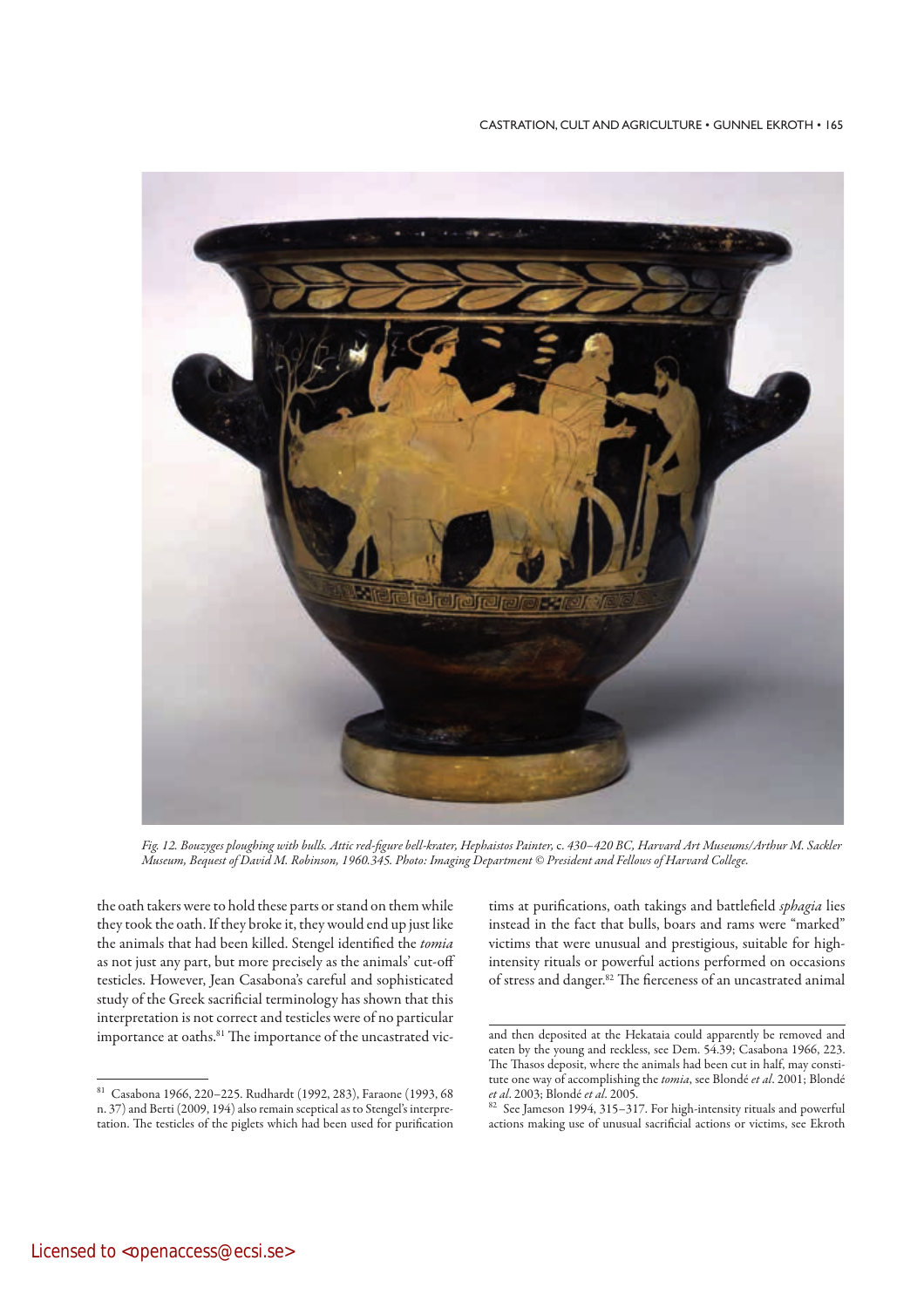*Fig. 12. Bouzyges ploughing with bulls. Attic red-figure bell-krater, Hephaistos Painter,* c. *430–420 BC, Harvard Art Museums/Arthur M. Sackler Museum, Bequest of David M. Robinson, 1960.345. Photo: Imaging Department © President and Fellows of Harvard College.*

the oath takers were to hold these parts or stand on them while they took the oath. If they broke it, they would end up just like the animals that had been killed. Stengel identified the *tomia* as not just any part, but more precisely as the animals' cut-off testicles. However, Jean Casabona's careful and sophisticated study of the Greek sacrificial terminology has shown that this interpretation is not correct and testicles were of no particular importance at oaths.[81] The importance of the uncastrated victims at purifications, oath takings and battlefield *sphagia* lies instead in the fact that bulls, boars and rams were "marked" victims that were unusual and prestigious, suitable for high-intensity rituals or powerful actions performed on occasions of stress and danger.[82] The fierceness of an uncastrated animal

---

[81] Casabona 1966, 220–225. Rudhardt (1992, 283), Faraone (1993, 68 n. 37) and Berti (2009, 194) also remain sceptical as to Stengel's interpretation. The testicles of the piglets which had been used for purification and then deposited at the Hekataia could apparently be removed and eaten by the young and reckless, see Dem. 54.39; Casabona 1966, 223. The Thasos deposit, where the animals had been cut in half, may constitute one way of accomplishing the *tomia*, see Blondé *et al*. 2001; Blondé *et al*. 2003; Blondé *et al*. 2005.

[82] See Jameson 1994, 315–317. For high-intensity rituals and powerful actions making use of unusual sacrificial actions or victims, see Ekroth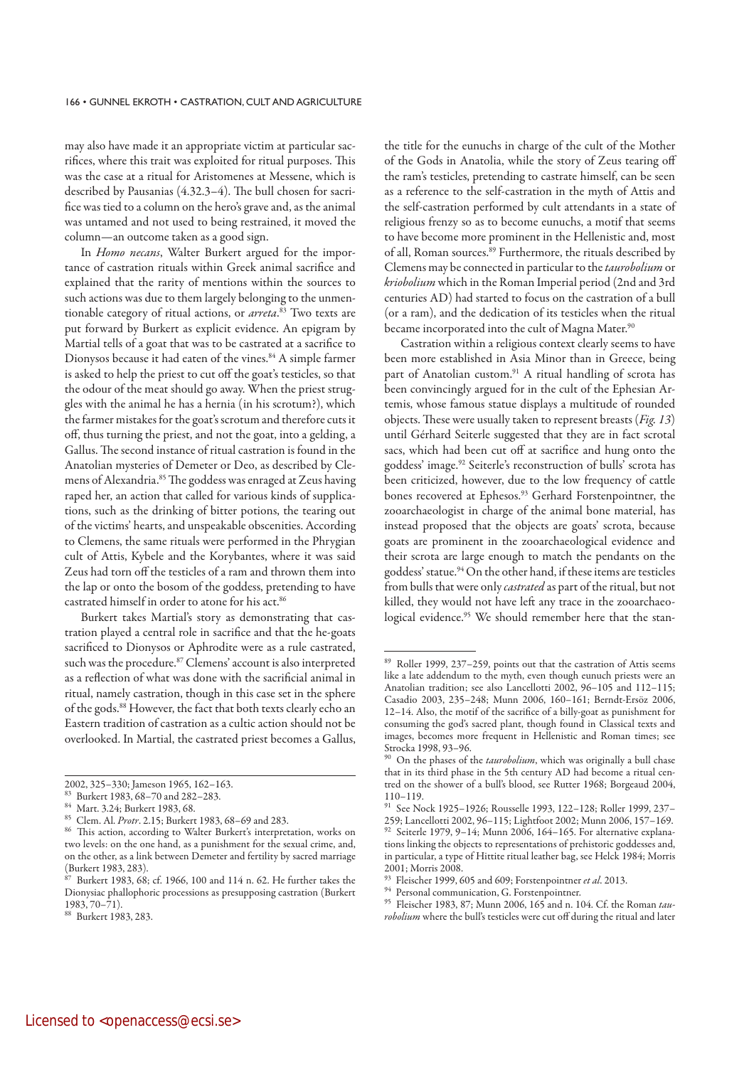may also have made it an appropriate victim at particular sacrifices, where this trait was exploited for ritual purposes. This was the case at a ritual for Aristomenes at Messene, which is described by Pausanias (4.32.3–4). The bull chosen for sacrifice was tied to a column on the hero's grave and, as the animal was untamed and not used to being restrained, it moved the column—an outcome taken as a good sign.

In *Homo necans*, Walter Burkert argued for the importance of castration rituals within Greek animal sacrifice and explained that the rarity of mentions within the sources to such actions was due to them largely belonging to the unmentionable category of ritual actions, or *arreta*.[83] Two texts are put forward by Burkert as explicit evidence. An epigram by Martial tells of a goat that was to be castrated at a sacrifice to Dionysos because it had eaten of the vines.[84] A simple farmer is asked to help the priest to cut off the goat's testicles, so that the odour of the meat should go away. When the priest struggles with the animal he has a hernia (in his scrotum?), which the farmer mistakes for the goat's scrotum and therefore cuts it off, thus turning the priest, and not the goat, into a gelding, a Gallus. The second instance of ritual castration is found in the Anatolian mysteries of Demeter or Deo, as described by Clemens of Alexandria.[85] The goddess was enraged at Zeus having raped her, an action that called for various kinds of supplications, such as the drinking of bitter potions, the tearing out of the victims' hearts, and unspeakable obscenities. According to Clemens, the same rituals were performed in the Phrygian cult of Attis, Kybele and the Korybantes, where it was said Zeus had torn off the testicles of a ram and thrown them into the lap or onto the bosom of the goddess, pretending to have castrated himself in order to atone for his act.[86]

Burkert takes Martial's story as demonstrating that castration played a central role in sacrifice and that the he-goats sacrificed to Dionysos or Aphrodite were as a rule castrated, such was the procedure.[87] Clemens' account is also interpreted as a reflection of what was done with the sacrificial animal in ritual, namely castration, though in this case set in the sphere of the gods.[88] However, the fact that both texts clearly echo an Eastern tradition of castration as a cultic action should not be overlooked. In Martial, the castrated priest becomes a Gallus, the title for the eunuchs in charge of the cult of the Mother of the Gods in Anatolia, while the story of Zeus tearing off the ram's testicles, pretending to castrate himself, can be seen as a reference to the self-castration in the myth of Attis and the self-castration performed by cult attendants in a state of religious frenzy so as to become eunuchs, a motif that seems to have become more prominent in the Hellenistic and, most of all, Roman sources.[89] Furthermore, the rituals described by Clemens may be connected in particular to the *taurobolium* or *kriobolium* which in the Roman Imperial period (2nd and 3rd centuries AD) had started to focus on the castration of a bull (or a ram), and the dedication of its testicles when the ritual became incorporated into the cult of Magna Mater.[90]

Castration within a religious context clearly seems to have been more established in Asia Minor than in Greece, being part of Anatolian custom.[91] A ritual handling of scrota has been convincingly argued for in the cult of the Ephesian Artemis, whose famous statue displays a multitude of rounded objects. These were usually taken to represent breasts (*Fig. 13*) until Gérhard Seiterle suggested that they are in fact scrotal sacs, which had been cut off at sacrifice and hung onto the goddess' image.[92] Seiterle's reconstruction of bulls' scrota has been criticized, however, due to the low frequency of cattle bones recovered at Ephesos.[93] Gerhard Forstenpointner, the zooarchaeologist in charge of the animal bone material, has instead proposed that the objects are goats' scrota, because goats are prominent in the zooarchaeological evidence and their scrota are large enough to match the pendants on the goddess' statue.[94] On the other hand, if these items are testicles from bulls that were only *castrated* as part of the ritual, but not killed, they would not have left any trace in the zooarchaeological evidence.[95] We should remember here that the stan-

---

2002, 325–330; Jameson 1965, 162–163.

[83] Burkert 1983, 68–70 and 282–283.

[84] Mart. 3.24; Burkert 1983, 68.

[85] Clem. Al. *Protr*. 2.15; Burkert 1983, 68–69 and 283.

[86] This action, according to Walter Burkert's interpretation, works on two levels: on the one hand, as a punishment for the sexual crime, and, on the other, as a link between Demeter and fertility by sacred marriage (Burkert 1983, 283).

[87] Burkert 1983, 68; cf. 1966, 100 and 114 n. 62. He further takes the Dionysiac phallophoric processions as presupposing castration (Burkert 1983, 70–71).

[88] Burkert 1983, 283.

[89] Roller 1999, 237–259, points out that the castration of Attis seems like a late addendum to the myth, even though eunuch priests were an Anatolian tradition; see also Lancellotti 2002, 96–105 and 112–115; Casadio 2003, 235–248; Munn 2006, 160–161; Berndt-Ersöz 2006, 12–14. Also, the motif of the sacrifice of a billy-goat as punishment for consuming the god's sacred plant, though found in Classical texts and images, becomes more frequent in Hellenistic and Roman times; see Strocka 1998, 93–96.

[90] On the phases of the *taurobolium*, which was originally a bull chase that in its third phase in the 5th century AD had become a ritual centred on the shower of a bull's blood, see Rutter 1968; Borgeaud 2004, 110–119.

[91] See Nock 1925–1926; Rousselle 1993, 122–128; Roller 1999, 237–259; Lancellotti 2002, 96–115; Lightfoot 2002; Munn 2006, 157–169.

[92] Seiterle 1979, 9–14; Munn 2006, 164–165. For alternative explanations linking the objects to representations of prehistoric goddesses and, in particular, a type of Hittite ritual leather bag, see Helck 1984; Morris 2001; Morris 2008.

[93] Fleischer 1999, 605 and 609; Forstenpointner *et al*. 2013.

[94] Personal communication, G. Forstenpointner.

[95] Fleischer 1983, 87; Munn 2006, 165 and n. 104. Cf. the Roman *taurobolium* where the bull's testicles were cut off during the ritual and later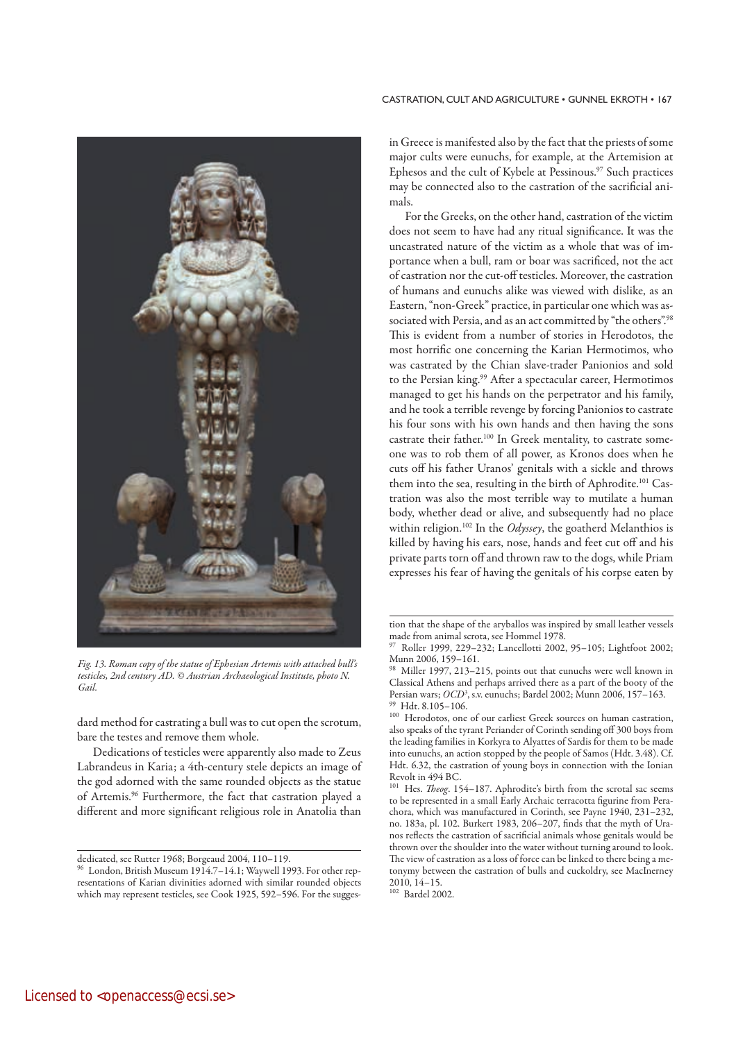*Fig. 13. Roman copy of the statue of Ephesian Artemis with attached bull's testicles, 2nd century AD. © Austrian Archaeological Institute, photo N. Gail.*

dard method for castrating a bull was to cut open the scrotum, bare the testes and remove them whole.

Dedications of testicles were apparently also made to Zeus Labrandeus in Karia; a 4th-century stele depicts an image of the god adorned with the same rounded objects as the statue of Artemis.[96] Furthermore, the fact that castration played a different and more significant religious role in Anatolia than in Greece is manifested also by the fact that the priests of some major cults were eunuchs, for example, at the Artemision at Ephesos and the cult of Kybele at Pessinous.[97] Such practices may be connected also to the castration of the sacrificial animals.

For the Greeks, on the other hand, castration of the victim does not seem to have had any ritual significance. It was the uncastrated nature of the victim as a whole that was of importance when a bull, ram or boar was sacrificed, not the act of castration nor the cut-off testicles. Moreover, the castration of humans and eunuchs alike was viewed with dislike, as an Eastern, "non-Greek" practice, in particular one which was associated with Persia, and as an act committed by "the others".[98] This is evident from a number of stories in Herodotos, the most horrific one concerning the Karian Hermotimos, who was castrated by the Chian slave-trader Panionios and sold to the Persian king.[99] After a spectacular career, Hermotimos managed to get his hands on the perpetrator and his family, and he took a terrible revenge by forcing Panionios to castrate his four sons with his own hands and then having the sons castrate their father.[100] In Greek mentality, to castrate someone was to rob them of all power, as Kronos does when he cuts off his father Uranos' genitals with a sickle and throws them into the sea, resulting in the birth of Aphrodite.[101] Castration was also the most terrible way to mutilate a human body, whether dead or alive, and subsequently had no place within religion.[102] In the *Odyssey*, the goatherd Melanthios is killed by having his ears, nose, hands and feet cut off and his private parts torn off and thrown raw to the dogs, while Priam expresses his fear of having the genitals of his corpse eaten by

---

dedicated, see Rutter 1968; Borgeaud 2004, 110–119.

[96] London, British Museum 1914.7–14.1; Waywell 1993. For other representations of Karian divinities adorned with similar rounded objects which may represent testicles, see Cook 1925, 592–596. For the suggestion that the shape of the aryballos was inspired by small leather vessels made from animal scrota, see Hommel 1978.

[97] Roller 1999, 229–232; Lancellotti 2002, 95–105; Lightfoot 2002; Munn 2006, 159–161.

[98] Miller 1997, 213–215, points out that eunuchs were well known in Classical Athens and perhaps arrived there as a part of the booty of the Persian wars; *OCD*[3], s.v. eunuchs; Bardel 2002; Munn 2006, 157–163.

[99] Hdt. 8.105–106.

[100] Herodotos, one of our earliest Greek sources on human castration, also speaks of the tyrant Periander of Corinth sending off 300 boys from the leading families in Korkyra to Alyattes of Sardis for them to be made into eunuchs, an action stopped by the people of Samos (Hdt. 3.48). Cf. Hdt. 6.32, the castration of young boys in connection with the Ionian Revolt in 494 BC.

[101] Hes. *Theog*. 154–187. Aphrodite's birth from the scrotal sac seems to be represented in a small Early Archaic terracotta figurine from Perachora, which was manufactured in Corinth, see Payne 1940, 231–232, no. 183a, pl. 102. Burkert 1983, 206–207, finds that the myth of Uranos reflects the castration of sacrificial animals whose genitals would be thrown over the shoulder into the water without turning around to look. The view of castration as a loss of force can be linked to there being a metonymy between the castration of bulls and cuckoldry, see MacInerney 2010, 14–15.

[102] Bardel 2002.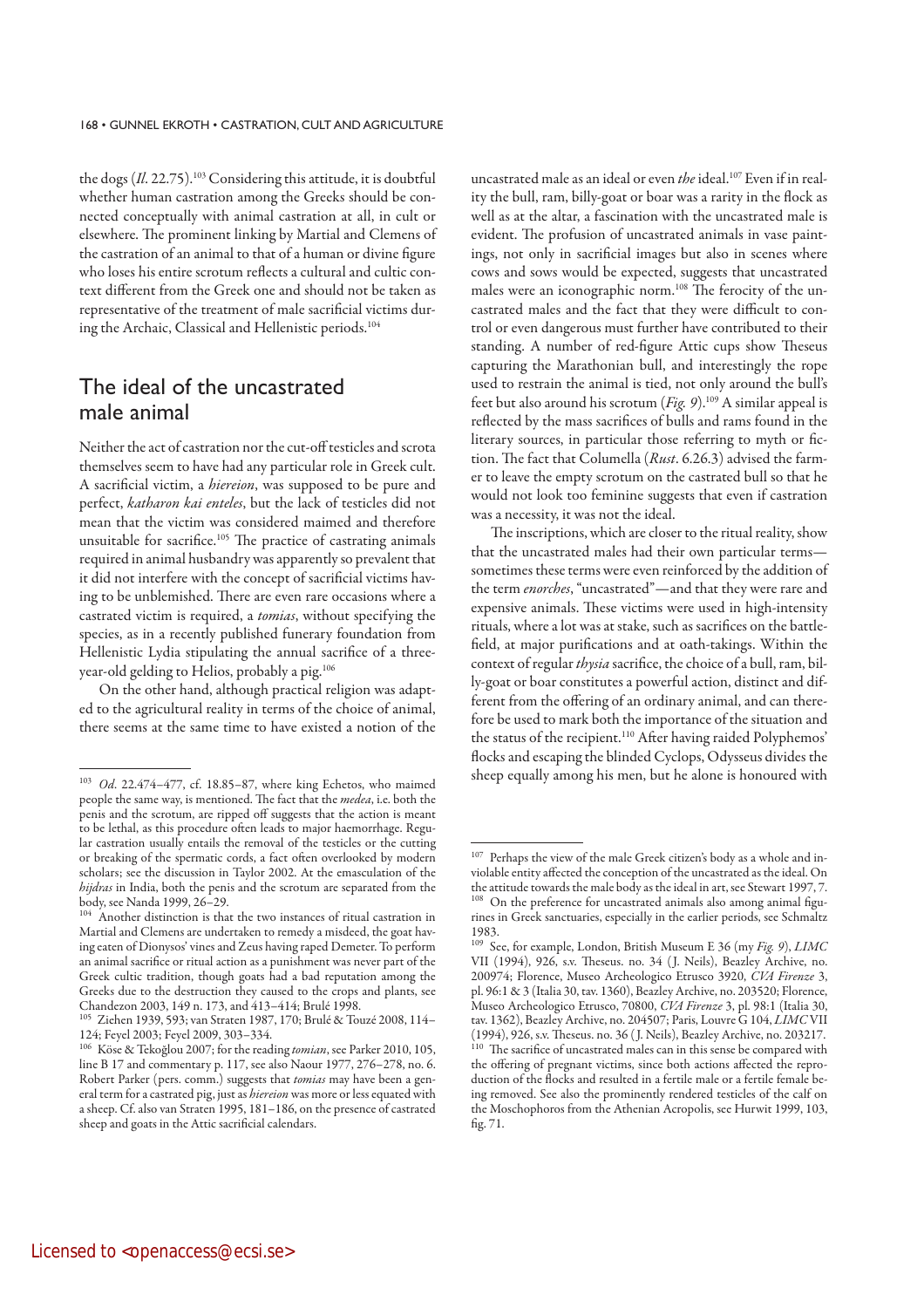the dogs (*Il*. 22.75).[103] Considering this attitude, it is doubtful whether human castration among the Greeks should be connected conceptually with animal castration at all, in cult or elsewhere. The prominent linking by Martial and Clemens of the castration of an animal to that of a human or divine figure who loses his entire scrotum reflects a cultural and cultic context different from the Greek one and should not be taken as representative of the treatment of male sacrificial victims during the Archaic, Classical and Hellenistic periods.[104]

## The ideal of the uncastrated male animal

Neither the act of castration nor the cut-off testicles and scrota themselves seem to have had any particular role in Greek cult. A sacrificial victim, a *hiereion*, was supposed to be pure and perfect, *katharon kai enteles*, but the lack of testicles did not mean that the victim was considered maimed and therefore unsuitable for sacrifice.[105] The practice of castrating animals required in animal husbandry was apparently so prevalent that it did not interfere with the concept of sacrificial victims having to be unblemished. There are even rare occasions where a castrated victim is required, a *tomias*, without specifying the species, as in a recently published funerary foundation from Hellenistic Lydia stipulating the annual sacrifice of a three-year-old gelding to Helios, probably a pig.[106]

On the other hand, although practical religion was adapted to the agricultural reality in terms of the choice of animal, there seems at the same time to have existed a notion of the uncastrated male as an ideal or even *the* ideal.[107] Even if in reality the bull, ram, billy-goat or boar was a rarity in the flock as well as at the altar, a fascination with the uncastrated male is evident. The profusion of uncastrated animals in vase paintings, not only in sacrificial images but also in scenes where cows and sows would be expected, suggests that uncastrated males were an iconographic norm.[108] The ferocity of the uncastrated males and the fact that they were difficult to control or even dangerous must further have contributed to their standing. A number of red-figure Attic cups show Theseus capturing the Marathonian bull, and interestingly the rope used to restrain the animal is tied, not only around the bull's feet but also around his scrotum (*Fig. 9*).[109] A similar appeal is reflected by the mass sacrifices of bulls and rams found in the literary sources, in particular those referring to myth or fiction. The fact that Columella (*Rust*. 6.26.3) advised the farmer to leave the empty scrotum on the castrated bull so that he would not look too feminine suggests that even if castration was a necessity, it was not the ideal.

The inscriptions, which are closer to the ritual reality, show that the uncastrated males had their own particular terms—sometimes these terms were even reinforced by the addition of the term *enorches*, "uncastrated"—and that they were rare and expensive animals. These victims were used in high-intensity rituals, where a lot was at stake, such as sacrifices on the battlefield, at major purifications and at oath-takings. Within the context of regular *thysia* sacrifice, the choice of a bull, ram, billy-goat or boar constitutes a powerful action, distinct and different from the offering of an ordinary animal, and can therefore be used to mark both the importance of the situation and the status of the recipient.[110] After having raided Polyphemos' flocks and escaping the blinded Cyclops, Odysseus divides the sheep equally among his men, but he alone is honoured with

---

[103] *Od*. 22.474–477, cf. 18.85–87, where king Echetos, who maimed people the same way, is mentioned. The fact that the *medea*, i.e. both the penis and the scrotum, are ripped off suggests that the action is meant to be lethal, as this procedure often leads to major haemorrhage. Regular castration usually entails the removal of the testicles or the cutting or breaking of the spermatic cords, a fact often overlooked by modern scholars; see the discussion in Taylor 2002. At the emasculation of the *hijdras* in India, both the penis and the scrotum are separated from the body, see Nanda 1999, 26–29.

[104] Another distinction is that the two instances of ritual castration in Martial and Clemens are undertaken to remedy a misdeed, the goat having eaten of Dionysos' vines and Zeus having raped Demeter. To perform an animal sacrifice or ritual action as a punishment was never part of the Greek cultic tradition, though goats had a bad reputation among the Greeks due to the destruction they caused to the crops and plants, see Chandezon 2003, 149 n. 173, and 413–414; Brulé 1998.

[105] Ziehen 1939, 593; van Straten 1987, 170; Brulé & Touzé 2008, 114–124; Feyel 2003; Feyel 2009, 303–334.

[106] Köse & Tekoğlou 2007; for the reading *tomian*, see Parker 2010, 105, line B 17 and commentary p. 117, see also Naour 1977, 276–278, no. 6. Robert Parker (pers. comm.) suggests that *tomias* may have been a general term for a castrated pig, just as *hiereion* was more or less equated with a sheep. Cf. also van Straten 1995, 181–186, on the presence of castrated sheep and goats in the Attic sacrificial calendars.

[107] Perhaps the view of the male Greek citizen's body as a whole and inviolable entity affected the conception of the uncastrated as the ideal. On the attitude towards the male body as the ideal in art, see Stewart 1997, 7.

[108] On the preference for uncastrated animals also among animal figurines in Greek sanctuaries, especially in the earlier periods, see Schmaltz 1983.

[109] See, for example, London, British Museum E 36 (my *Fig. 9*), *LIMC* VII (1994), 926, s.v. Theseus. no. 34 (J. Neils), Beazley Archive, no. 200974; Florence, Museo Archeologico Etrusco 3920, *CVA Firenze* 3, pl. 96:1 & 3 (Italia 30, tav. 1360), Beazley Archive, no. 203520; Florence, Museo Archeologico Etrusco, 70800, *CVA Firenze* 3, pl. 98:1 (Italia 30, tav. 1362), Beazley Archive, no. 204507; Paris, Louvre G 104, *LIMC* VII (1994), 926, s.v. Theseus. no. 36 (J. Neils), Beazley Archive, no. 203217.

[110] The sacrifice of uncastrated males can in this sense be compared with the offering of pregnant victims, since both actions affected the reproduction of the flocks and resulted in a fertile male or a fertile female being removed. See also the prominently rendered testicles of the calf on the Moschophoros from the Athenian Acropolis, see Hurwit 1999, 103, fig. 71.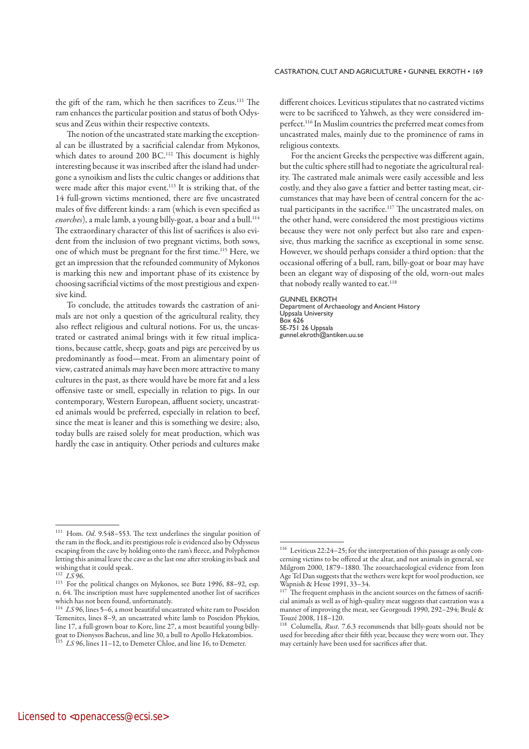the gift of the ram, which he then sacrifices to Zeus.[111] The ram enhances the particular position and status of both Odysseus and Zeus within their respective contexts.

The notion of the uncastrated state marking the exceptional can be illustrated by a sacrificial calendar from Mykonos, which dates to around 200 BC.[112] This document is highly interesting because it was inscribed after the island had undergone a synoikism and lists the cultic changes or additions that were made after this major event.[113] It is striking that, of the 14 full-grown victims mentioned, there are five uncastrated males of five different kinds: a ram (which is even specified as *enorches*), a male lamb, a young billy-goat, a boar and a bull.[114] The extraordinary character of this list of sacrifices is also evident from the inclusion of two pregnant victims, both sows, one of which must be pregnant for the first time.[115] Here, we get an impression that the refounded community of Mykonos is marking this new and important phase of its existence by choosing sacrificial victims of the most prestigious and expensive kind.

To conclude, the attitudes towards the castration of animals are not only a question of the agricultural reality, they also reflect religious and cultural notions. For us, the uncastrated or castrated animal brings with it few ritual implications, because cattle, sheep, goats and pigs are perceived by us predominantly as food—meat. From an alimentary point of view, castrated animals may have been more attractive to many cultures in the past, as there would have be more fat and a less offensive taste or smell, especially in relation to pigs. In our contemporary, Western European, affluent society, uncastrated animals would be preferred, especially in relation to beef, since the meat is leaner and this is something we desire; also, today bulls are raised solely for meat production, which was hardly the case in antiquity. Other periods and cultures make different choices. Leviticus stipulates that no castrated victims were to be sacrificed to Yahweh, as they were considered imperfect.[116] In Muslim countries the preferred meat comes from uncastrated males, mainly due to the prominence of rams in religious contexts.

For the ancient Greeks the perspective was different again, but the cultic sphere still had to negotiate the agricultural reality. The castrated male animals were easily accessible and less costly, and they also gave a fattier and better tasting meat, circumstances that may have been of central concern for the actual participants in the sacrifice.[117] The uncastrated males, on the other hand, were considered the most prestigious victims because they were not only perfect but also rare and expensive, thus marking the sacrifice as exceptional in some sense. However, we should perhaps consider a third option: that the occasional offering of a bull, ram, billy-goat or boar may have been an elegant way of disposing of the old, worn-out males that nobody really wanted to eat.[118]

GUNNEL EKROTH
Department of Archaeology and Ancient History
Uppsala University
Box 626
SE-751 26 Uppsala
gunnel.ekroth@antiken.uu.se

---

[111] Hom. *Od*. 9.548–553. The text underlines the singular position of the ram in the flock, and its prestigious role is evidenced also by Odysseus escaping from the cave by holding onto the ram's fleece, and Polyphemos letting this animal leave the cave as the last one after stroking its back and wishing that it could speak.

[112] *LS* 96.

[113] For the political changes on Mykonos, see Butz 1996, 88–92, esp. n. 64. The inscription must have supplemented another list of sacrifices which has not been found, unfortunately.

[114] *LS* 96, lines 5–6, a most beautiful uncastrated white ram to Poseidon Temenites, lines 8–9, an uncastrated white lamb to Poseidon Phykios, line 17, a full-grown boar to Kore, line 27, a most beautiful young billy-goat to Dionysos Bacheus, and line 30, a bull to Apollo Hekatombios.

[115] *LS* 96, lines 11–12, to Demeter Chloe, and line 16, to Demeter.

[116] Leviticus 22:24–25; for the interpretation of this passage as only concerning victims to be offered at the altar, and not animals in general, see Milgrom 2000, 1879–1880. The zooarchaeological evidence from Iron Age Tel Dan suggests that the wethers were kept for wool production, see Wapnish & Hesse 1991, 33–34.

[117] The frequent emphasis in the ancient sources on the fatness of sacrificial animals as well as of high-quality meat suggests that castration was a manner of improving the meat, see Georgoudi 1990, 292–294; Brulé & Touzé 2008, 118–120.

[118] Columella, *Rust*. 7.6.3 recommends that billy-goats should not be used for breeding after their fifth year, because they were worn out. They may certainly have been used for sacrifices after that.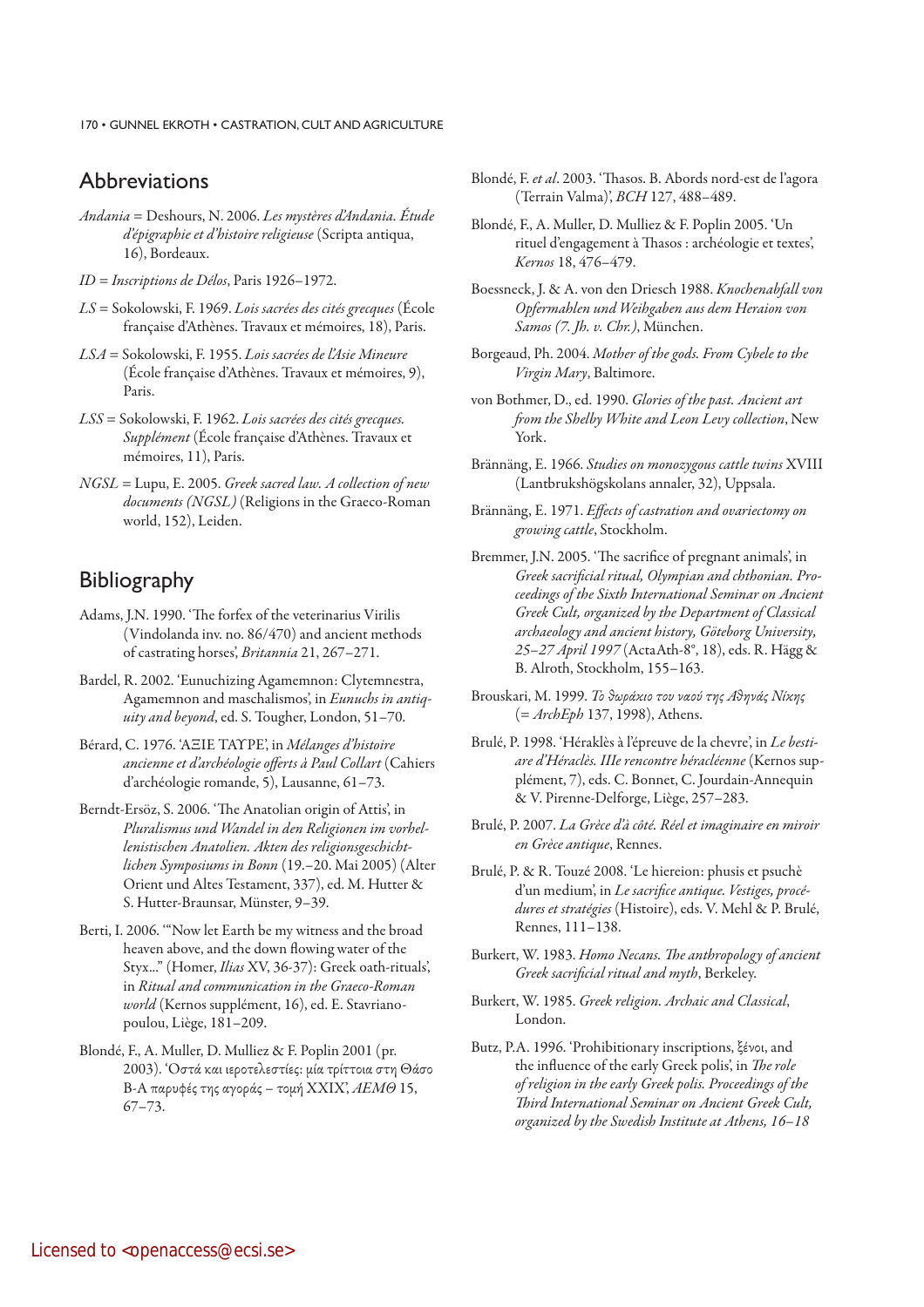## Abbreviations

*Andania* = Deshours, N. 2006. *Les mystères d'Andania. Étude d'épigraphie et d'histoire religieuse* (Scripta antiqua, 16), Bordeaux.

*ID* = *Inscriptions de Délos*, Paris 1926–1972.

*LS* = Sokolowski, F. 1969. *Lois sacrées des cités grecques* (École française d'Athènes. Travaux et mémoires, 18), Paris.

*LSA* = Sokolowski, F. 1955. *Lois sacrées de l'Asie Mineure* (École française d'Athènes. Travaux et mémoires, 9), Paris.

*LSS* = Sokolowski, F. 1962. *Lois sacrées des cités grecques. Supplément* (École française d'Athènes. Travaux et mémoires, 11), Paris.

*NGSL* = Lupu, E. 2005. *Greek sacred law. A collection of new documents (NGSL)* (Religions in the Graeco-Roman world, 152), Leiden.

## Bibliography

Adams, J.N. 1990. 'The forfex of the veterinarius Virilis (Vindolanda inv. no. 86/470) and ancient methods of castrating horses', *Britannia* 21, 267–271.

Bardel, R. 2002. 'Eunuchizing Agamemnon: Clytemnestra, Agamemnon and maschalismos', in *Eunuchs in antiquity and beyond*, ed. S. Tougher, London, 51–70.

Bérard, C. 1976. 'ΑΞΙΕ ΤΑΥΡΕ', in *Mélanges d'histoire ancienne et d'archéologie offerts à Paul Collart* (Cahiers d'archéologie romande, 5), Lausanne, 61–73.

Berndt-Ersöz, S. 2006. 'The Anatolian origin of Attis', in *Pluralismus und Wandel in den Religionen im vorhellenistischen Anatolien. Akten des religionsgeschichtlichen Symposiums in Bonn* (19.–20. Mai 2005) (Alter Orient und Altes Testament, 337), ed. M. Hutter & S. Hutter-Braunsar, Münster, 9–39.

Berti, I. 2006. '"Now let Earth be my witness and the broad heaven above, and the down flowing water of the Styx..." (Homer, *Ilias* XV, 36-37): Greek oath-rituals', in *Ritual and communication in the Graeco-Roman world* (Kernos supplément, 16), ed. E. Stavrianopoulou, Liège, 181–209.

Blondé, F., A. Muller, D. Mulliez & F. Poplin 2001 (pr. 2003). 'Οστά και ιεροτελεστίες: μία τρίττοια στη Θάσο Β-Α παρυφές της αγοράς – τομή XXIX', *AEMΘ* 15, 67–73.

Blondé, F. *et al*. 2003. 'Thasos. B. Abords nord-est de l'agora (Terrain Valma)', *BCH* 127, 488–489.

Blondé, F., A. Muller, D. Mulliez & F. Poplin 2005. 'Un rituel d'engagement à Thasos : archéologie et textes', *Kernos* 18, 476–479.

Boessneck, J. & A. von den Driesch 1988. *Knochenabfall von Opfermahlen und Weihgaben aus dem Heraion von Samos (7. Jh. v. Chr.)*, München.

Borgeaud, Ph. 2004. *Mother of the gods. From Cybele to the Virgin Mary*, Baltimore.

von Bothmer, D., ed. 1990. *Glories of the past. Ancient art from the Shelby White and Leon Levy collection*, New York.

Brännäng, E. 1966. *Studies on monozygous cattle twins* XVIII (Lantbrukshögskolans annaler, 32), Uppsala.

Brännäng, E. 1971. *Effects of castration and ovariectomy on growing cattle*, Stockholm.

Bremmer, J.N. 2005. 'The sacrifice of pregnant animals', in *Greek sacrificial ritual, Olympian and chthonian. Proceedings of the Sixth International Seminar on Ancient Greek Cult, organized by the Department of Classical archaeology and ancient history, Göteborg University, 25–27 April 1997* (ActaAth-8°, 18), eds. R. Hägg & B. Alroth, Stockholm, 155–163.

Brouskari, M. 1999. *Το θωράκιο του ναού της Αθηνάς Νίκης* (= *ArchEph* 137, 1998), Athens.

Brulé, P. 1998. 'Héraklès à l'épreuve de la chevre', in *Le bestiare d'Héraclès. IIIe rencontre héracléenne* (Kernos supplément, 7), eds. C. Bonnet, C. Jourdain-Annequin & V. Pirenne-Delforge, Liège, 257–283.

Brulé, P. 2007. *La Grèce d'à côté. Réel et imaginaire en miroir en Grèce antique*, Rennes.

Brulé, P. & R. Touzé 2008. 'Le hiereion: phusis et psuchè d'un medium', in *Le sacrifice antique. Vestiges, procédures et stratégies* (Histoire), eds. V. Mehl & P. Brulé, Rennes, 111–138.

Burkert, W. 1983. *Homo Necans. The anthropology of ancient Greek sacrificial ritual and myth*, Berkeley.

Burkert, W. 1985. *Greek religion. Archaic and Classical*, London.

Butz, P.A. 1996. 'Prohibitionary inscriptions, ξένοι, and the influence of the early Greek polis', in *The role of religion in the early Greek polis. Proceedings of the Third International Seminar on Ancient Greek Cult, organized by the Swedish Institute at Athens, 16–18*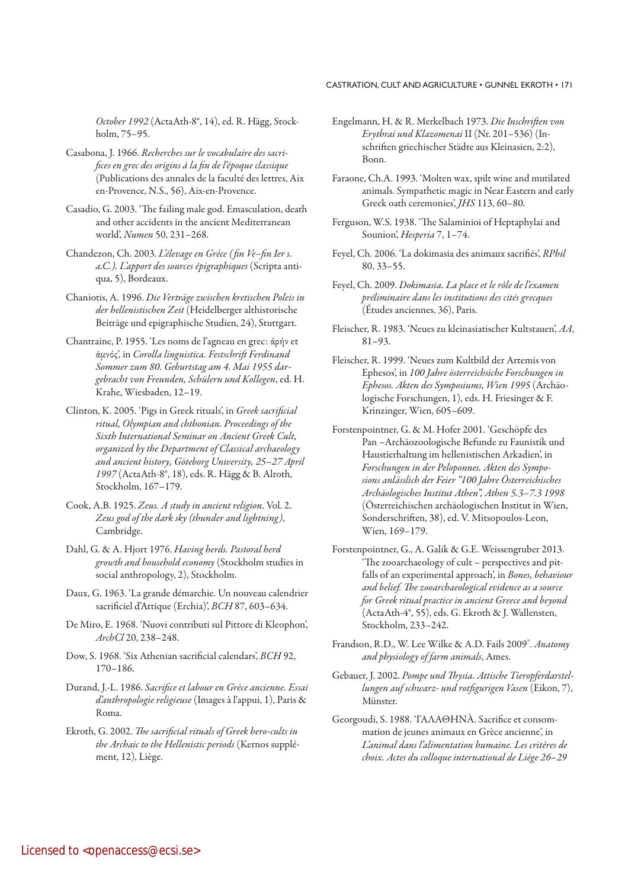*October 1992* (ActaAth-8°, 14), ed. R. Hägg, Stockholm, 75–95.

Casabona, J. 1966. *Recherches sur le vocabulaire des sacrifices en grec des origins à la fin de l'époque classique* (Publications des annales de la faculté des lettres, Aix en-Provence, N.S., 56), Aix-en-Provence.

Casadio, G. 2003. 'The failing male god. Emasculation, death and other accidents in the ancient Mediterranean world', *Numen* 50, 231–268.

Chandezon, Ch. 2003. *L'élevage en Grèce (fin Ve–fin Ier s. a.C.). L'apport des sources épigraphiques* (Scripta antiqua, 5), Bordeaux.

Chaniotis, A. 1996. *Die Verträge zwischen kretischen Poleis in der hellenistischen Zeit* (Heidelberger althistorische Beiträge und epigraphische Studien, 24), Stuttgart.

Chantraine, P. 1955. 'Les noms de l'agneau en grec: ἀρήν et ἀμνός', in *Corolla linguistica. Festschrift Ferdinand Sommer zum 80. Geburtstag am 4. Mai 1955 dargebracht von Freunden, Schülern und Kollegen*, ed. H. Krahe, Wiesbaden, 12–19.

Clinton, K. 2005. 'Pigs in Greek rituals', in *Greek sacrificial ritual, Olympian and chthonian. Proceedings of the Sixth International Seminar on Ancient Greek Cult, organized by the Department of Classical archaeology and ancient history, Göteborg University, 25–27 April 1997* (ActaAth-8°, 18), eds. R. Hägg & B. Alroth, Stockholm, 167–179.

Cook, A.B. 1925. *Zeus. A study in ancient religion*. Vol. 2. *Zeus god of the dark sky (thunder and lightning)*, Cambridge.

Dahl, G. & A. Hjort 1976. *Having herds. Pastoral herd growth and household economy* (Stockholm studies in social anthropology, 2), Stockholm.

Daux, G. 1963. 'La grande démarchie. Un nouveau calendrier sacrificiel d'Attique (Erchia)', *BCH* 87, 603–634.

De Miro, E. 1968. 'Nuovi contributi sul Pittore di Kleophon', *ArchCl* 20, 238–248.

Dow, S. 1968. 'Six Athenian sacrificial calendars', *BCH* 92, 170–186.

Durand, J.-L. 1986. *Sacrifice et labour en Grèce ancienne. Essai d'anthropologie religieuse* (Images à l'appui, 1), Paris & Roma.

Ekroth, G. 2002. *The sacrificial rituals of Greek hero-cults in the Archaic to the Hellenistic periods* (Kernos supplément, 12), Liège.

Engelmann, H. & R. Merkelbach 1973. *Die Inschriften von Erythrai und Klazomenai* II (Nr. 201–536) (Inschriften griechischer Städte aus Kleinasien, 2:2), Bonn.

Faraone, Ch.A. 1993. 'Molten wax, spilt wine and mutilated animals. Sympathetic magic in Near Eastern and early Greek oath ceremonies', *JHS* 113, 60–80.

Ferguson, W.S. 1938. 'The Salaminioi of Heptaphylai and Sounion', *Hesperia* 7, 1–74.

Feyel, Ch. 2006. 'La dokimasia des animaux sacrifiés', *RPhil* 80, 33–55.

Feyel, Ch. 2009. *Dokimasia. La place et le rôle de l'examen préliminaire dans les institutions des cités grecques* (Études anciennes, 36), Paris.

Fleischer, R. 1983. 'Neues zu kleinasiatischer Kultstauen', *AA*, 81–93.

Fleischer, R. 1999. 'Neues zum Kultbild der Artemis von Ephesos', in *100 Jahre österreichsiche Forschungen in Ephesos. Akten des Symposiums, Wien 1995* (Archäologische Forschungen, 1), eds. H. Friesinger & F. Krinzinger, Wien, 605–609.

Forstenpointner, G. & M. Hofer 2001. 'Geschöpfe des Pan –Archäozoologische Befunde zu Faunistik und Haustierhaltung im hellenistischen Arkadien', in *Forschungen in der Peloponnes. Akten des Symposions anlässlich der Feier "100 Jahre Österreichisches Archäologisches Institut Athen", Athen 5.3–7.3 1998* (Österreichischen archäologischen Institut in Wien, Sonderschriften, 38), ed. V. Mitsopoulos-Leon, Wien, 169–179.

Forstenpointner, G., A. Galik & G.E. Weissengruber 2013. 'The zooarchaeology of cult – perspectives and pitfalls of an experimental approach', in *Bones, behaviour and belief. The zooarchaeological evidence as a source for Greek ritual practice in ancient Greece and beyond* (ActaAth-4°, 55), eds. G. Ekroth & J. Wallensten, Stockholm, 233–242.

Frandson, R.D., W. Lee Wilke & A.D. Fails 2009[7]. *Anatomy and physiology of farm animals*, Ames.

Gebauer, J. 2002. *Pompe und Thysia. Attische Tieropferdarstellungen auf schwarz- und rotfigurigen Vasen* (Eikon, 7), Münster.

Georgoudi, S. 1988. 'ΓΑΛΑΘΗΝΆ. Sacrifice et consommation de jeunes animaux en Grèce ancienne', in *L'animal dans l'alimentation humaine. Les critères de choix. Actes du colloque international de Liège 26–29*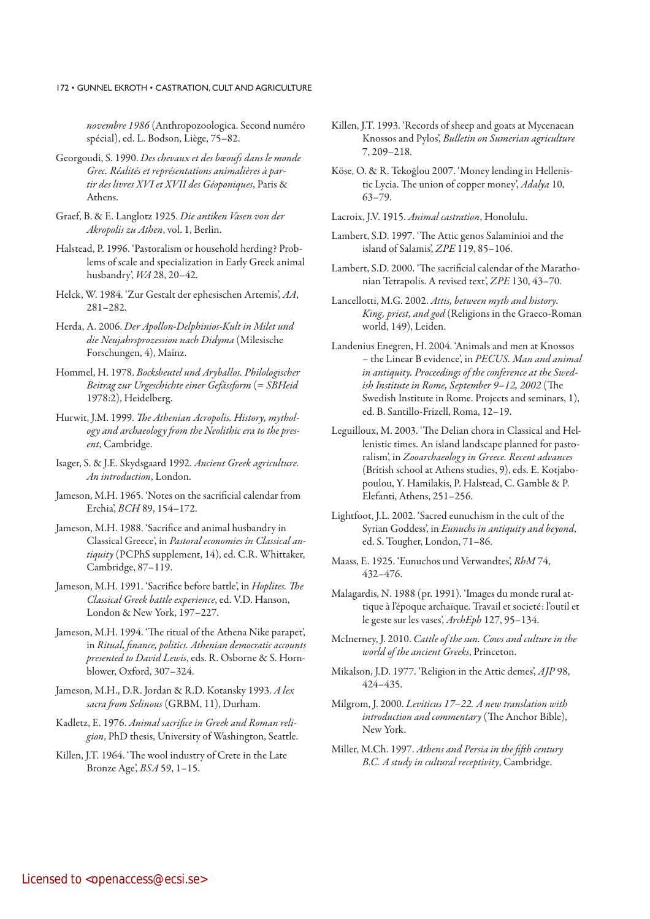*novembre 1986* (Anthropozoologica. Second numéro spécial), ed. L. Bodson, Liège, 75–82.

Georgoudi, S. 1990. *Des chevaux et des bœufs dans le monde Grec. Réalités et représentations animalières à partir des livres XVI et XVII des Géoponiques*, Paris & Athens.

Graef, B. & E. Langlotz 1925. *Die antiken Vasen von der Akropolis zu Athen*, vol. 1, Berlin.

Halstead, P. 1996. 'Pastoralism or household herding? Problems of scale and specialization in Early Greek animal husbandry', *WA* 28, 20–42.

Helck, W. 1984. 'Zur Gestalt der ephesischen Artemis', *AA*, 281–282.

Herda, A. 2006. *Der Apollon-Delphinios-Kult in Milet und die Neujahrsprozession nach Didyma* (Milesische Forschungen, 4), Mainz.

Hommel, H. 1978. *Bocksbeutel und Aryballos. Philologischer Beitrag zur Urgeschichte einer Gefässform* (= *SBHeid* 1978:2), Heidelberg.

Hurwit, J.M. 1999. *The Athenian Acropolis. History, mythology and archaeology from the Neolithic era to the present*, Cambridge.

Isager, S. & J.E. Skydsgaard 1992. *Ancient Greek agriculture. An introduction*, London.

Jameson, M.H. 1965. 'Notes on the sacrificial calendar from Erchia', *BCH* 89, 154–172.

Jameson, M.H. 1988. 'Sacrifice and animal husbandry in Classical Greece', in *Pastoral economies in Classical antiquity* (PCPhS supplement, 14), ed. C.R. Whittaker, Cambridge, 87–119.

Jameson, M.H. 1991. 'Sacrifice before battle', in *Hoplites. The Classical Greek battle experience*, ed. V.D. Hanson, London & New York, 197–227.

Jameson, M.H. 1994. 'The ritual of the Athena Nike parapet', in *Ritual, finance, politics. Athenian democratic accounts presented to David Lewis*, eds. R. Osborne & S. Hornblower, Oxford, 307–324.

Jameson, M.H., D.R. Jordan & R.D. Kotansky 1993. *A lex sacra from Selinous* (GRBM, 11), Durham.

Kadletz, E. 1976. *Animal sacrifice in Greek and Roman religion*, PhD thesis, University of Washington, Seattle.

Killen, J.T. 1964. 'The wool industry of Crete in the Late Bronze Age', *BSA* 59, 1–15.

Killen, J.T. 1993. 'Records of sheep and goats at Mycenaean Knossos and Pylos', *Bulletin on Sumerian agriculture* 7, 209–218.

Köse, O. & R. Tekoğlou 2007. 'Money lending in Hellenistic Lycia. The union of copper money', *Adalya* 10, 63–79.

Lacroix, J.V. 1915. *Animal castration*, Honolulu.

Lambert, S.D. 1997. 'The Attic genos Salaminioi and the island of Salamis', *ZPE* 119, 85–106.

Lambert, S.D. 2000. 'The sacrificial calendar of the Marathonian Tetrapolis. A revised text', *ZPE* 130, 43–70.

Lancellotti, M.G. 2002. *Attis, between myth and history. King, priest, and god* (Religions in the Graeco-Roman world, 149), Leiden.

Landenius Enegren, H. 2004. 'Animals and men at Knossos – the Linear B evidence', in *PECUS. Man and animal in antiquity. Proceedings of the conference at the Swedish Institute in Rome, September 9–12, 2002* (The Swedish Institute in Rome. Projects and seminars, 1), ed. B. Santillo-Frizell, Roma, 12–19.

Leguilloux, M. 2003. 'The Delian chora in Classical and Hellenistic times. An island landscape planned for pastoralism', in *Zooarchaeology in Greece. Recent advances* (British school at Athens studies, 9), eds. E. Kotjabopoulou, Y. Hamilakis, P. Halstead, C. Gamble & P. Elefanti, Athens, 251–256.

Lightfoot, J.L. 2002. 'Sacred eunuchism in the cult of the Syrian Goddess', in *Eunuchs in antiquity and beyond*, ed. S. Tougher, London, 71–86.

Maass, E. 1925. 'Eunuchos und Verwandtes', *RhM* 74, 432–476.

Malagardis, N. 1988 (pr. 1991). 'Images du monde rural attique à l'époque archaïque. Travail et societé: l'outil et le geste sur les vases', *ArchEph* 127, 95–134.

McInerney, J. 2010. *Cattle of the sun. Cows and culture in the world of the ancient Greeks*, Princeton.

Mikalson, J.D. 1977. 'Religion in the Attic demes', *AJP* 98, 424–435.

Milgrom, J. 2000. *Leviticus 17–22. A new translation with introduction and commentary* (The Anchor Bible), New York.

Miller, M.Ch. 1997. *Athens and Persia in the fifth century B.C. A study in cultural receptivity*, Cambridge.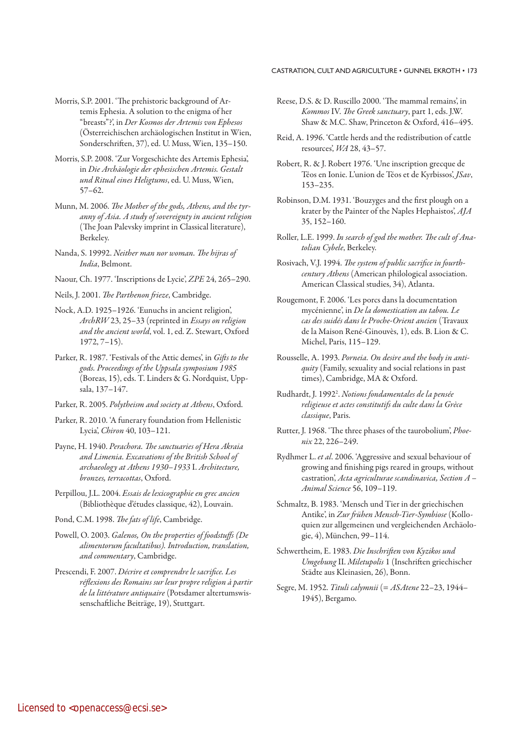Morris, S.P. 2001. 'The prehistoric background of Artemis Ephesia. A solution to the enigma of her "breasts"?', in *Der Kosmos der Artemis von Ephesos* (Österreichischen archäologischen Institut in Wien, Sonderschriften, 37), ed. U. Muss, Wien, 135–150.

Morris, S.P. 2008. 'Zur Vorgeschichte des Artemis Ephesia', in *Die Archäologie der ephesischen Artemis. Gestalt und Ritual eines Heligtums*, ed. U. Muss, Wien, 57–62.

Munn, M. 2006. *The Mother of the gods, Athens, and the tyranny of Asia. A study of sovereignty in ancient religion* (The Joan Palevsky imprint in Classical literature), Berkeley.

Nanda, S. 1999[2]. *Neither man nor woman. The hijras of India*, Belmont.

Naour, Ch. 1977. 'Inscriptions de Lycie', *ZPE* 24, 265–290.

Neils, J. 2001. *The Parthenon frieze*, Cambridge.

Nock, A.D. 1925–1926. 'Eunuchs in ancient religion', *ArchRW* 23, 25–33 (reprinted in *Essays on religion and the ancient world*, vol. 1, ed. Z. Stewart, Oxford 1972, 7–15).

Parker, R. 1987. 'Festivals of the Attic demes', in *Gifts to the gods. Proceedings of the Uppsala symposium 1985* (Boreas, 15), eds. T. Linders & G. Nordquist, Uppsala, 137–147.

Parker, R. 2005. *Polytheism and society at Athens*, Oxford.

Parker, R. 2010. 'A funerary foundation from Hellenistic Lycia', *Chiron* 40, 103–121.

Payne, H. 1940. *Perachora. The sanctuaries of Hera Akraia and Limenia. Excavations of the British School of archaeology at Athens 1930–1933* I. *Architecture, bronzes, terracottas*, Oxford.

Perpillou, J.L. 2004. *Essais de lexicographie en grec ancien* (Bibliothèque d'études classique, 42), Louvain.

Pond, C.M. 1998. *The fats of life*, Cambridge.

Powell, O. 2003. *Galenos, On the properties of foodstuffs (De alimentorum facultatibus). Introduction, translation, and commentary*, Cambridge.

Prescendi, F. 2007. *Décrire et comprendre le sacrifice. Les réflexions des Romains sur leur propre religion à partir de la littérature antiquaire* (Potsdamer altertumswissenschaftliche Beiträge, 19), Stuttgart.

Reese, D.S. & D. Ruscillo 2000. 'The mammal remains', in *Kommos* IV. *The Greek sanctuary*, part 1, eds. J.W. Shaw & M.C. Shaw, Princeton & Oxford, 416–495.

Reid, A. 1996. 'Cattle herds and the redistribution of cattle resources', *WA* 28, 43–57.

Robert, R. & J. Robert 1976. 'Une inscription grecque de Téos en Ionie. L'union de Téos et de Kyrbissos', *JSav*, 153–235.

Robinson, D.M. 1931. 'Bouzyges and the first plough on a krater by the Painter of the Naples Hephaistos', *AJA* 35, 152–160.

Roller, L.E. 1999. *In search of god the mother. The cult of Anatolian Cybele*, Berkeley.

Rosivach, V.J. 1994. *The system of public sacrifice in fourth-century Athens* (American philological association. American Classical studies, 34), Atlanta.

Rougemont, F. 2006. 'Les porcs dans la documentation mycénienne', in *De la domestication au tabou. Le cas des suidés dans le Proche-Orient ancien* (Travaux de la Maison René-Ginouvès, 1), eds. B. Lion & C. Michel, Paris, 115–129.

Rousselle, A. 1993. *Porneia. On desire and the body in antiquity* (Family, sexuality and social relations in past times), Cambridge, MA & Oxford.

Rudhardt, J. 1992[2]. *Notions fondamentales de la pensée religieuse et actes constitutifs du culte dans la Grèce classique*, Paris.

Rutter, J. 1968. 'The three phases of the taurobolium', *Phoenix* 22, 226–249.

Rydhmer L. *et al*. 2006. 'Aggressive and sexual behaviour of growing and finishing pigs reared in groups, without castration', *Acta agriculturae scandinavica, Section A – Animal Science* 56, 109–119.

Schmaltz, B. 1983. 'Mensch und Tier in der griechischen Antike', in *Zur frühen Mensch-Tier-Symbiose* (Kolloquien zur allgemeinen und vergleichenden Archäologie, 4), München, 99–114.

Schwertheim, E. 1983. *Die Inschriften von Kyzikos und Umgebung* II. *Miletupolis* 1 (Inschriften griechischer Städte aus Kleinasien, 26), Bonn.

Segre, M. 1952. *Tituli calymnii* (= *ASAtene* 22–23, 1944–1945), Bergamo.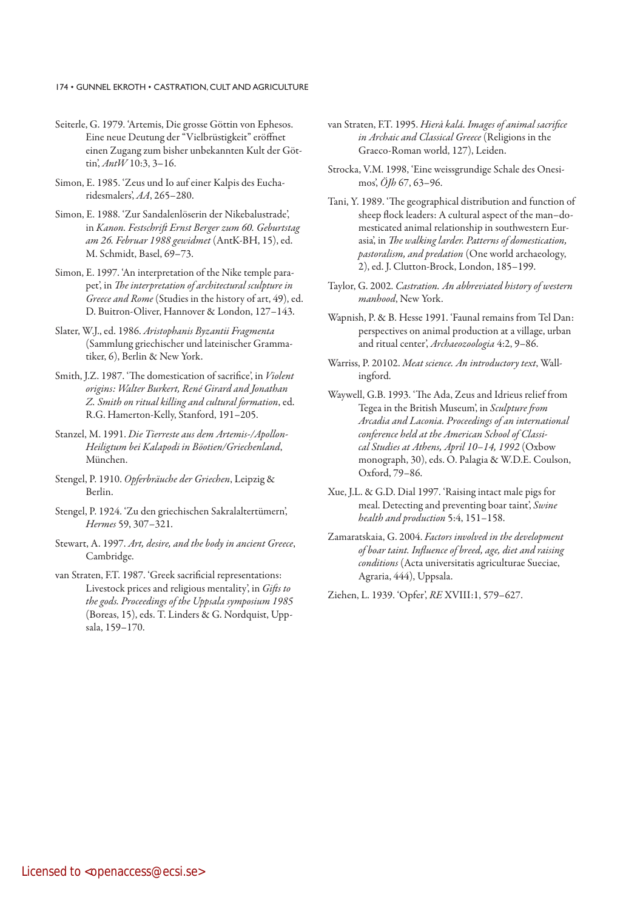Seiterle, G. 1979. 'Artemis, Die grosse Göttin von Ephesos. Eine neue Deutung der "Vielbrüstigkeit" eröffnet einen Zugang zum bisher unbekannten Kult der Göttin', *AntW* 10:3, 3–16.

Simon, E. 1985. 'Zeus und Io auf einer Kalpis des Eucharidesmalers', *AA*, 265–280.

Simon, E. 1988. 'Zur Sandalenlöserin der Nikebalustrade', in *Kanon. Festschrift Ernst Berger zum 60. Geburtstag am 26. Februar 1988 gewidmet* (AntK-BH, 15), ed. M. Schmidt, Basel, 69–73.

Simon, E. 1997. 'An interpretation of the Nike temple parapet', in *The interpretation of architectural sculpture in Greece and Rome* (Studies in the history of art, 49), ed. D. Buitron-Oliver, Hannover & London, 127–143.

Slater, W.J., ed. 1986. *Aristophanis Byzantii Fragmenta* (Sammlung griechischer und lateinischer Grammatiker, 6), Berlin & New York.

Smith, J.Z. 1987. 'The domestication of sacrifice', in *Violent origins: Walter Burkert, René Girard and Jonathan Z. Smith on ritual killing and cultural formation*, ed. R.G. Hamerton-Kelly, Stanford, 191–205.

Stanzel, M. 1991. *Die Tierreste aus dem Artemis-/Apollon-Heiligtum bei Kalapodi in Böotien/Griechenland*, München.

Stengel, P. 1910. *Opferbräuche der Griechen*, Leipzig & Berlin.

Stengel, P. 1924. 'Zu den griechischen Sakralaltertümern', *Hermes* 59, 307–321.

Stewart, A. 1997. *Art, desire, and the body in ancient Greece*, Cambridge.

van Straten, F.T. 1987. 'Greek sacrificial representations: Livestock prices and religious mentality', in *Gifts to the gods. Proceedings of the Uppsala symposium 1985* (Boreas, 15), eds. T. Linders & G. Nordquist, Uppsala, 159–170.

van Straten, F.T. 1995. *Hierà kalá. Images of animal sacrifice in Archaic and Classical Greece* (Religions in the Graeco-Roman world, 127), Leiden.

Strocka, V.M. 1998, 'Eine weissgrundige Schale des Onesimos', *ÖJh* 67, 63–96.

Tani, Y. 1989. 'The geographical distribution and function of sheep flock leaders: A cultural aspect of the man–domesticated animal relationship in southwestern Eurasia', in *The walking larder. Patterns of domestication, pastoralism, and predation* (One world archaeology, 2), ed. J. Clutton-Brock, London, 185–199.

Taylor, G. 2002. *Castration. An abbreviated history of western manhood*, New York.

Wapnish, P. & B. Hesse 1991. 'Faunal remains from Tel Dan: perspectives on animal production at a village, urban and ritual center', *Archaeozoologia* 4:2, 9–86.

Warriss, P. 20102. *Meat science. An introductory text*, Wallingford.

Waywell, G.B. 1993. 'The Ada, Zeus and Idrieus relief from Tegea in the British Museum', in *Sculpture from Arcadia and Laconia. Proceedings of an international conference held at the American School of Classical Studies at Athens, April 10–14, 1992* (Oxbow monograph, 30), eds. O. Palagia & W.D.E. Coulson, Oxford, 79–86.

Xue, J.L. & G.D. Dial 1997. 'Raising intact male pigs for meal. Detecting and preventing boar taint', *Swine health and production* 5:4, 151–158.

Zamaratskaia, G. 2004. *Factors involved in the development of boar taint. Influence of breed, age, diet and raising conditions* (Acta universitatis agriculturae Sueciae, Agraria, 444), Uppsala.

Ziehen, L. 1939. 'Opfer', *RE* XVIII:1, 579–627.